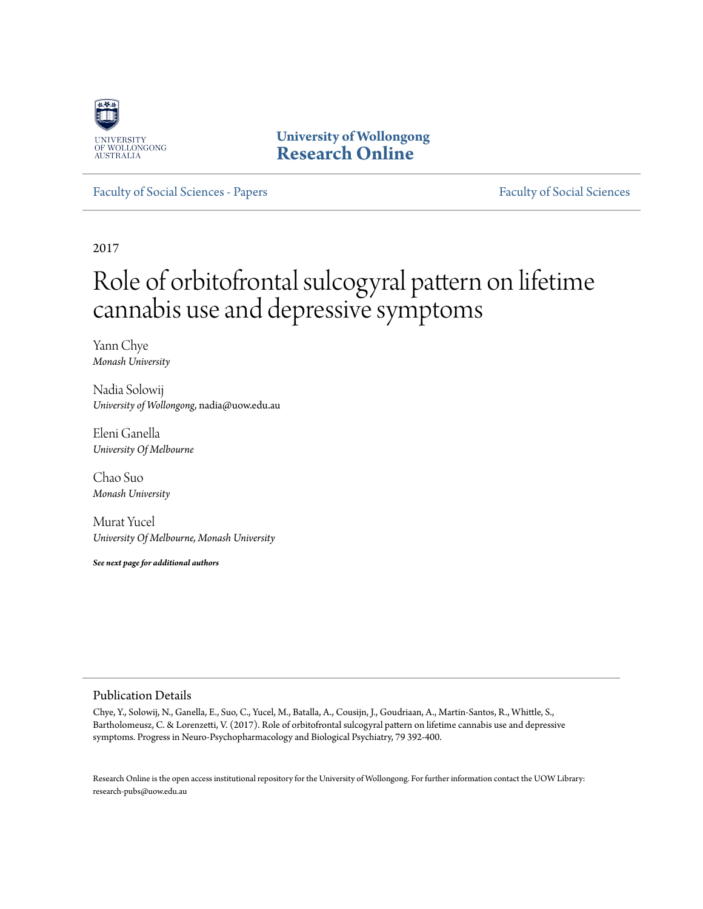University of Wollongong
Research Online

Faculty of Social Sciences - Papers

Faculty of Social Sciences

2017

# Role of orbitofrontal sulcogyral pattern on lifetime cannabis use and depressive symptoms

Yann Chye
*Monash University*

Nadia Solowij
*University of Wollongong*, nadia@uow.edu.au

Eleni Ganella
*University Of Melbourne*

Chao Suo
*Monash University*

Murat Yucel
*University Of Melbourne, Monash University*

***See next page for additional authors***

## Publication Details

Chye, Y., Solowij, N., Ganella, E., Suo, C., Yucel, M., Batalla, A., Cousijn, J., Goudriaan, A., Martin-Santos, R., Whittle, S., Bartholomeusz, C. & Lorenzetti, V. (2017). Role of orbitofrontal sulcogyral pattern on lifetime cannabis use and depressive symptoms. Progress in Neuro-Psychopharmacology and Biological Psychiatry, 79 392-400.

Research Online is the open access institutional repository for the University of Wollongong. For further information contact the UOW Library: research-pubs@uow.edu.au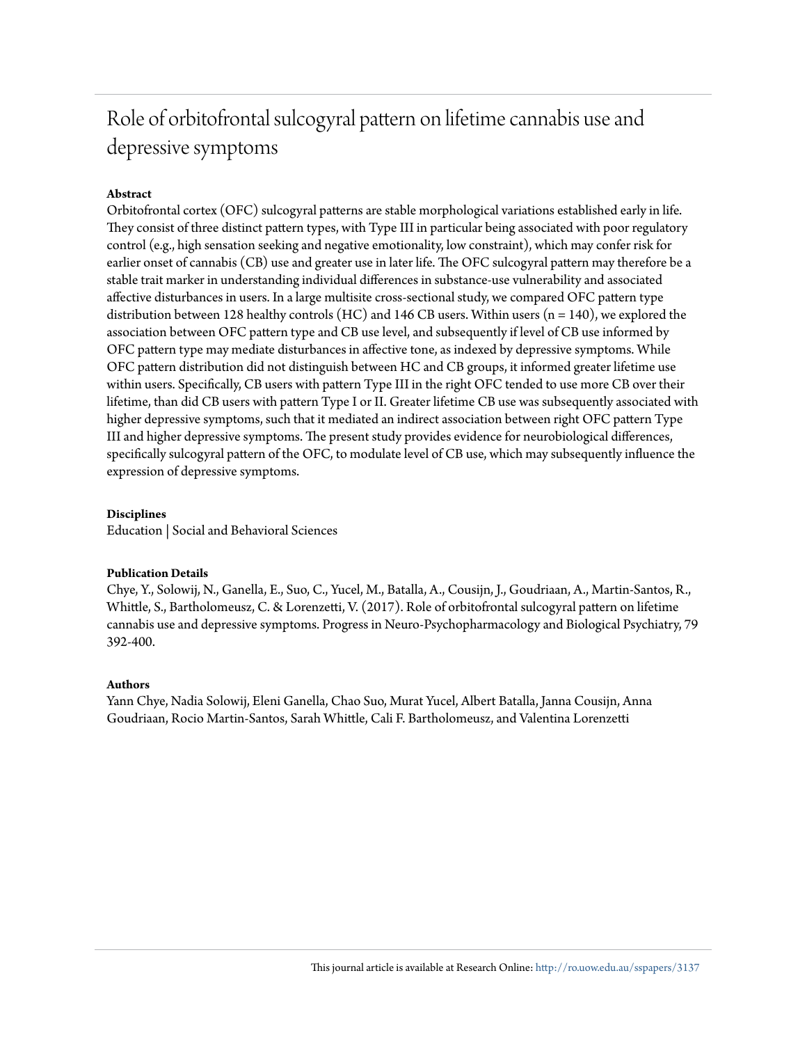# Role of orbitofrontal sulcogyral pattern on lifetime cannabis use and depressive symptoms

**Abstract**

Orbitofrontal cortex (OFC) sulcogyral patterns are stable morphological variations established early in life. They consist of three distinct pattern types, with Type III in particular being associated with poor regulatory control (e.g., high sensation seeking and negative emotionality, low constraint), which may confer risk for earlier onset of cannabis (CB) use and greater use in later life. The OFC sulcogyral pattern may therefore be a stable trait marker in understanding individual differences in substance-use vulnerability and associated affective disturbances in users. In a large multisite cross-sectional study, we compared OFC pattern type distribution between 128 healthy controls (HC) and 146 CB users. Within users (n = 140), we explored the association between OFC pattern type and CB use level, and subsequently if level of CB use informed by OFC pattern type may mediate disturbances in affective tone, as indexed by depressive symptoms. While OFC pattern distribution did not distinguish between HC and CB groups, it informed greater lifetime use within users. Specifically, CB users with pattern Type III in the right OFC tended to use more CB over their lifetime, than did CB users with pattern Type I or II. Greater lifetime CB use was subsequently associated with higher depressive symptoms, such that it mediated an indirect association between right OFC pattern Type III and higher depressive symptoms. The present study provides evidence for neurobiological differences, specifically sulcogyral pattern of the OFC, to modulate level of CB use, which may subsequently influence the expression of depressive symptoms.

**Disciplines**

Education | Social and Behavioral Sciences

**Publication Details**

Chye, Y., Solowij, N., Ganella, E., Suo, C., Yucel, M., Batalla, A., Cousijn, J., Goudriaan, A., Martin-Santos, R., Whittle, S., Bartholomeusz, C. & Lorenzetti, V. (2017). Role of orbitofrontal sulcogyral pattern on lifetime cannabis use and depressive symptoms. Progress in Neuro-Psychopharmacology and Biological Psychiatry, 79 392-400.

**Authors**

Yann Chye, Nadia Solowij, Eleni Ganella, Chao Suo, Murat Yucel, Albert Batalla, Janna Cousijn, Anna Goudriaan, Rocio Martin-Santos, Sarah Whittle, Cali F. Bartholomeusz, and Valentina Lorenzetti

This journal article is available at Research Online: http://ro.uow.edu.au/sspapers/3137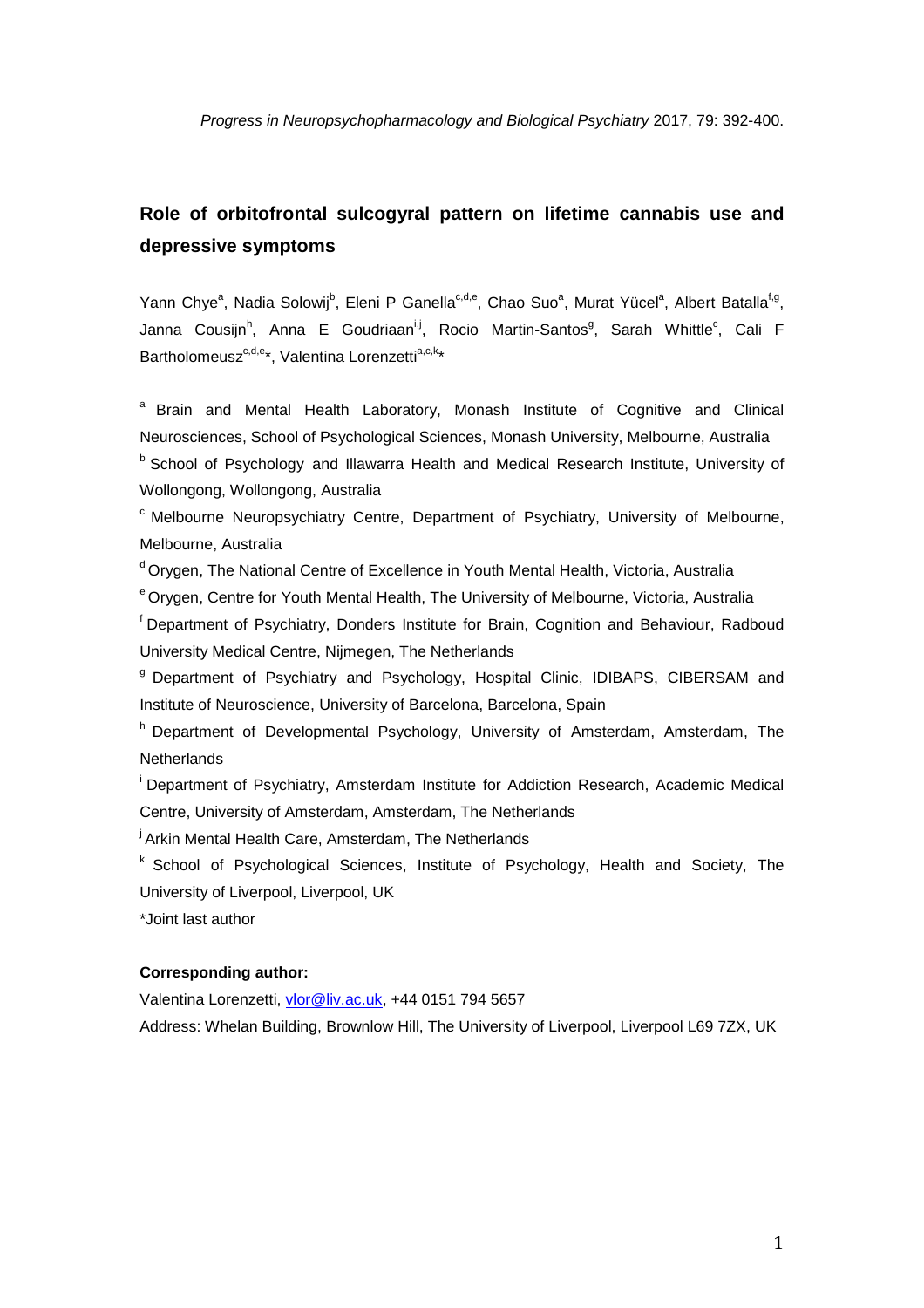*Progress in Neuropsychopharmacology and Biological Psychiatry* 2017, 79: 392-400.

# Role of orbitofrontal sulcogyral pattern on lifetime cannabis use and depressive symptoms

Yann Chye[a], Nadia Solowij[b], Eleni P Ganella[c,d,e], Chao Suo[a], Murat Yücel[a], Albert Batalla[f,g], Janna Cousijn[h], Anna E Goudriaan[i,j], Rocio Martin-Santos[g], Sarah Whittle[c], Cali F Bartholomeusz[c,d,e]*, Valentina Lorenzetti[a,c,k]*

[a] Brain and Mental Health Laboratory, Monash Institute of Cognitive and Clinical Neurosciences, School of Psychological Sciences, Monash University, Melbourne, Australia

[b] School of Psychology and Illawarra Health and Medical Research Institute, University of Wollongong, Wollongong, Australia

[c] Melbourne Neuropsychiatry Centre, Department of Psychiatry, University of Melbourne, Melbourne, Australia

[d] Orygen, The National Centre of Excellence in Youth Mental Health, Victoria, Australia

[e] Orygen, Centre for Youth Mental Health, The University of Melbourne, Victoria, Australia

[f] Department of Psychiatry, Donders Institute for Brain, Cognition and Behaviour, Radboud University Medical Centre, Nijmegen, The Netherlands

[g] Department of Psychiatry and Psychology, Hospital Clinic, IDIBAPS, CIBERSAM and Institute of Neuroscience, University of Barcelona, Barcelona, Spain

[h] Department of Developmental Psychology, University of Amsterdam, Amsterdam, The Netherlands

[i] Department of Psychiatry, Amsterdam Institute for Addiction Research, Academic Medical Centre, University of Amsterdam, Amsterdam, The Netherlands

[j] Arkin Mental Health Care, Amsterdam, The Netherlands

[k] School of Psychological Sciences, Institute of Psychology, Health and Society, The University of Liverpool, Liverpool, UK

*Joint last author

**Corresponding author:**

Valentina Lorenzetti, vlor@liv.ac.uk, +44 0151 794 5657

Address: Whelan Building, Brownlow Hill, The University of Liverpool, Liverpool L69 7ZX, UK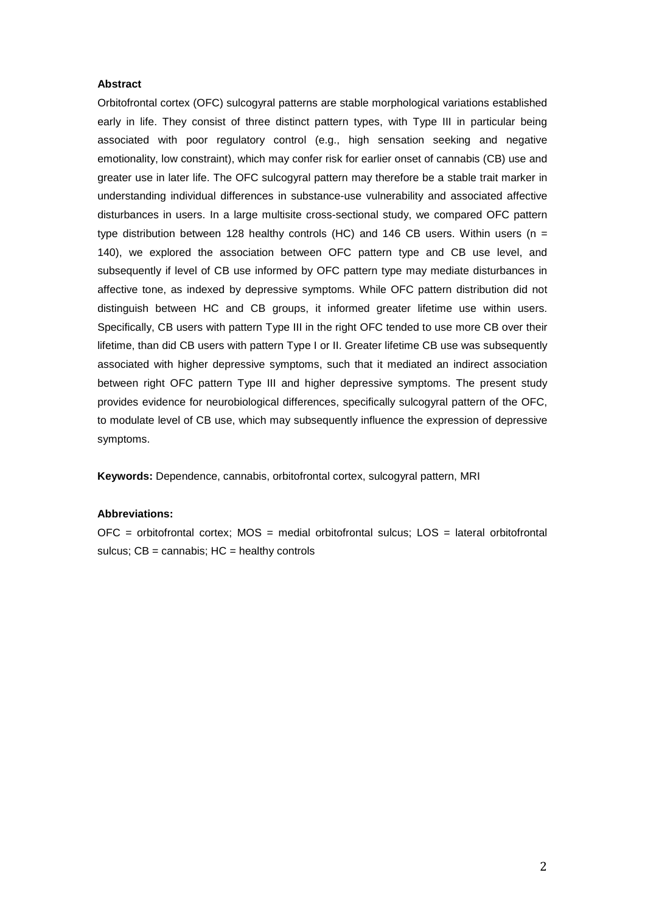**Abstract**

Orbitofrontal cortex (OFC) sulcogyral patterns are stable morphological variations established early in life. They consist of three distinct pattern types, with Type III in particular being associated with poor regulatory control (e.g., high sensation seeking and negative emotionality, low constraint), which may confer risk for earlier onset of cannabis (CB) use and greater use in later life. The OFC sulcogyral pattern may therefore be a stable trait marker in understanding individual differences in substance-use vulnerability and associated affective disturbances in users. In a large multisite cross-sectional study, we compared OFC pattern type distribution between 128 healthy controls (HC) and 146 CB users. Within users (n = 140), we explored the association between OFC pattern type and CB use level, and subsequently if level of CB use informed by OFC pattern type may mediate disturbances in affective tone, as indexed by depressive symptoms. While OFC pattern distribution did not distinguish between HC and CB groups, it informed greater lifetime use within users. Specifically, CB users with pattern Type III in the right OFC tended to use more CB over their lifetime, than did CB users with pattern Type I or II. Greater lifetime CB use was subsequently associated with higher depressive symptoms, such that it mediated an indirect association between right OFC pattern Type III and higher depressive symptoms. The present study provides evidence for neurobiological differences, specifically sulcogyral pattern of the OFC, to modulate level of CB use, which may subsequently influence the expression of depressive symptoms.

**Keywords:** Dependence, cannabis, orbitofrontal cortex, sulcogyral pattern, MRI

**Abbreviations:**

OFC = orbitofrontal cortex; MOS = medial orbitofrontal sulcus; LOS = lateral orbitofrontal sulcus; CB = cannabis; HC = healthy controls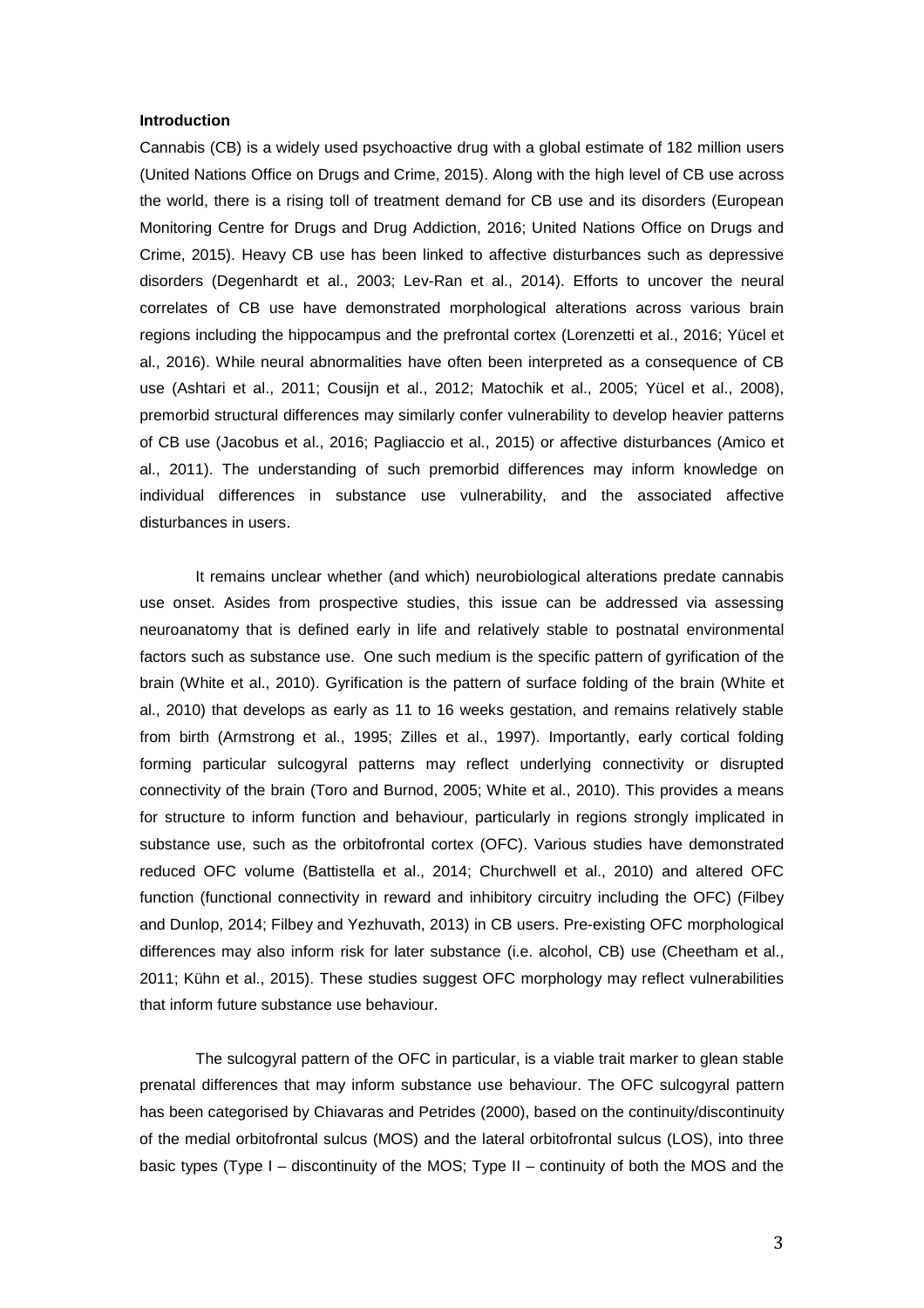## Introduction

Cannabis (CB) is a widely used psychoactive drug with a global estimate of 182 million users (United Nations Office on Drugs and Crime, 2015). Along with the high level of CB use across the world, there is a rising toll of treatment demand for CB use and its disorders (European Monitoring Centre for Drugs and Drug Addiction, 2016; United Nations Office on Drugs and Crime, 2015). Heavy CB use has been linked to affective disturbances such as depressive disorders (Degenhardt et al., 2003; Lev-Ran et al., 2014). Efforts to uncover the neural correlates of CB use have demonstrated morphological alterations across various brain regions including the hippocampus and the prefrontal cortex (Lorenzetti et al., 2016; Yücel et al., 2016). While neural abnormalities have often been interpreted as a consequence of CB use (Ashtari et al., 2011; Cousijn et al., 2012; Matochik et al., 2005; Yücel et al., 2008), premorbid structural differences may similarly confer vulnerability to develop heavier patterns of CB use (Jacobus et al., 2016; Pagliaccio et al., 2015) or affective disturbances (Amico et al., 2011). The understanding of such premorbid differences may inform knowledge on individual differences in substance use vulnerability, and the associated affective disturbances in users.

It remains unclear whether (and which) neurobiological alterations predate cannabis use onset. Asides from prospective studies, this issue can be addressed via assessing neuroanatomy that is defined early in life and relatively stable to postnatal environmental factors such as substance use. One such medium is the specific pattern of gyrification of the brain (White et al., 2010). Gyrification is the pattern of surface folding of the brain (White et al., 2010) that develops as early as 11 to 16 weeks gestation, and remains relatively stable from birth (Armstrong et al., 1995; Zilles et al., 1997). Importantly, early cortical folding forming particular sulcogyral patterns may reflect underlying connectivity or disrupted connectivity of the brain (Toro and Burnod, 2005; White et al., 2010). This provides a means for structure to inform function and behaviour, particularly in regions strongly implicated in substance use, such as the orbitofrontal cortex (OFC). Various studies have demonstrated reduced OFC volume (Battistella et al., 2014; Churchwell et al., 2010) and altered OFC function (functional connectivity in reward and inhibitory circuitry including the OFC) (Filbey and Dunlop, 2014; Filbey and Yezhuvath, 2013) in CB users. Pre-existing OFC morphological differences may also inform risk for later substance (i.e. alcohol, CB) use (Cheetham et al., 2011; Kühn et al., 2015). These studies suggest OFC morphology may reflect vulnerabilities that inform future substance use behaviour.

The sulcogyral pattern of the OFC in particular, is a viable trait marker to glean stable prenatal differences that may inform substance use behaviour. The OFC sulcogyral pattern has been categorised by Chiavaras and Petrides (2000), based on the continuity/discontinuity of the medial orbitofrontal sulcus (MOS) and the lateral orbitofrontal sulcus (LOS), into three basic types (Type I – discontinuity of the MOS; Type II – continuity of both the MOS and the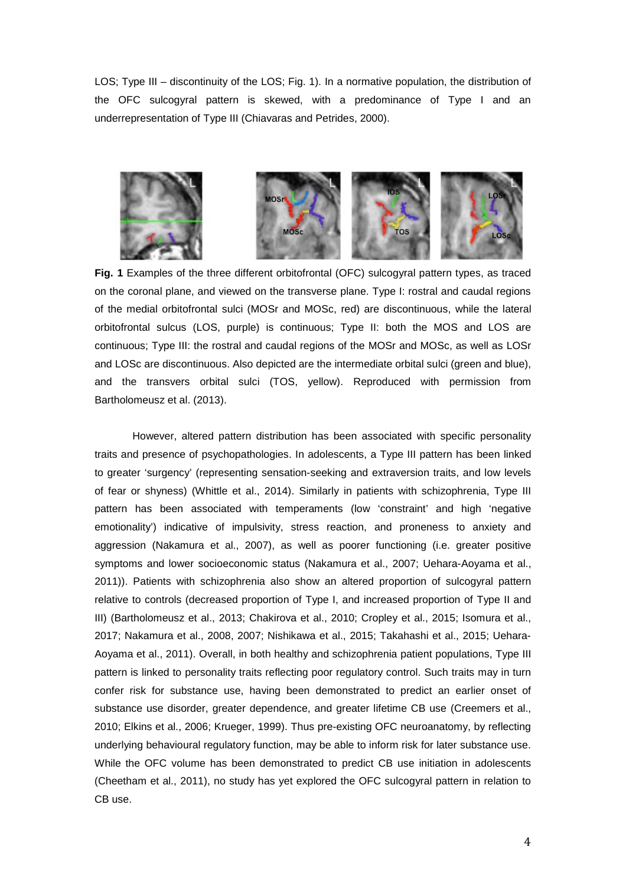LOS; Type III – discontinuity of the LOS; Fig. 1). In a normative population, the distribution of the OFC sulcogyral pattern is skewed, with a predominance of Type I and an underrepresentation of Type III (Chiavaras and Petrides, 2000).

**Fig. 1** Examples of the three different orbitofrontal (OFC) sulcogyral pattern types, as traced on the coronal plane, and viewed on the transverse plane. Type I: rostral and caudal regions of the medial orbitofrontal sulci (MOSr and MOSc, red) are discontinuous, while the lateral orbitofrontal sulcus (LOS, purple) is continuous; Type II: both the MOS and LOS are continuous; Type III: the rostral and caudal regions of the MOSr and MOSc, as well as LOSr and LOSc are discontinuous. Also depicted are the intermediate orbital sulci (green and blue), and the transvers orbital sulci (TOS, yellow). Reproduced with permission from Bartholomeusz et al. (2013).

However, altered pattern distribution has been associated with specific personality traits and presence of psychopathologies. In adolescents, a Type III pattern has been linked to greater 'surgency' (representing sensation-seeking and extraversion traits, and low levels of fear or shyness) (Whittle et al., 2014). Similarly in patients with schizophrenia, Type III pattern has been associated with temperaments (low 'constraint' and high 'negative emotionality') indicative of impulsivity, stress reaction, and proneness to anxiety and aggression (Nakamura et al., 2007), as well as poorer functioning (i.e. greater positive symptoms and lower socioeconomic status (Nakamura et al., 2007; Uehara-Aoyama et al., 2011)). Patients with schizophrenia also show an altered proportion of sulcogyral pattern relative to controls (decreased proportion of Type I, and increased proportion of Type II and III) (Bartholomeusz et al., 2013; Chakirova et al., 2010; Cropley et al., 2015; Isomura et al., 2017; Nakamura et al., 2008, 2007; Nishikawa et al., 2015; Takahashi et al., 2015; Uehara-Aoyama et al., 2011). Overall, in both healthy and schizophrenia patient populations, Type III pattern is linked to personality traits reflecting poor regulatory control. Such traits may in turn confer risk for substance use, having been demonstrated to predict an earlier onset of substance use disorder, greater dependence, and greater lifetime CB use (Creemers et al., 2010; Elkins et al., 2006; Krueger, 1999). Thus pre-existing OFC neuroanatomy, by reflecting underlying behavioural regulatory function, may be able to inform risk for later substance use. While the OFC volume has been demonstrated to predict CB use initiation in adolescents (Cheetham et al., 2011), no study has yet explored the OFC sulcogyral pattern in relation to CB use.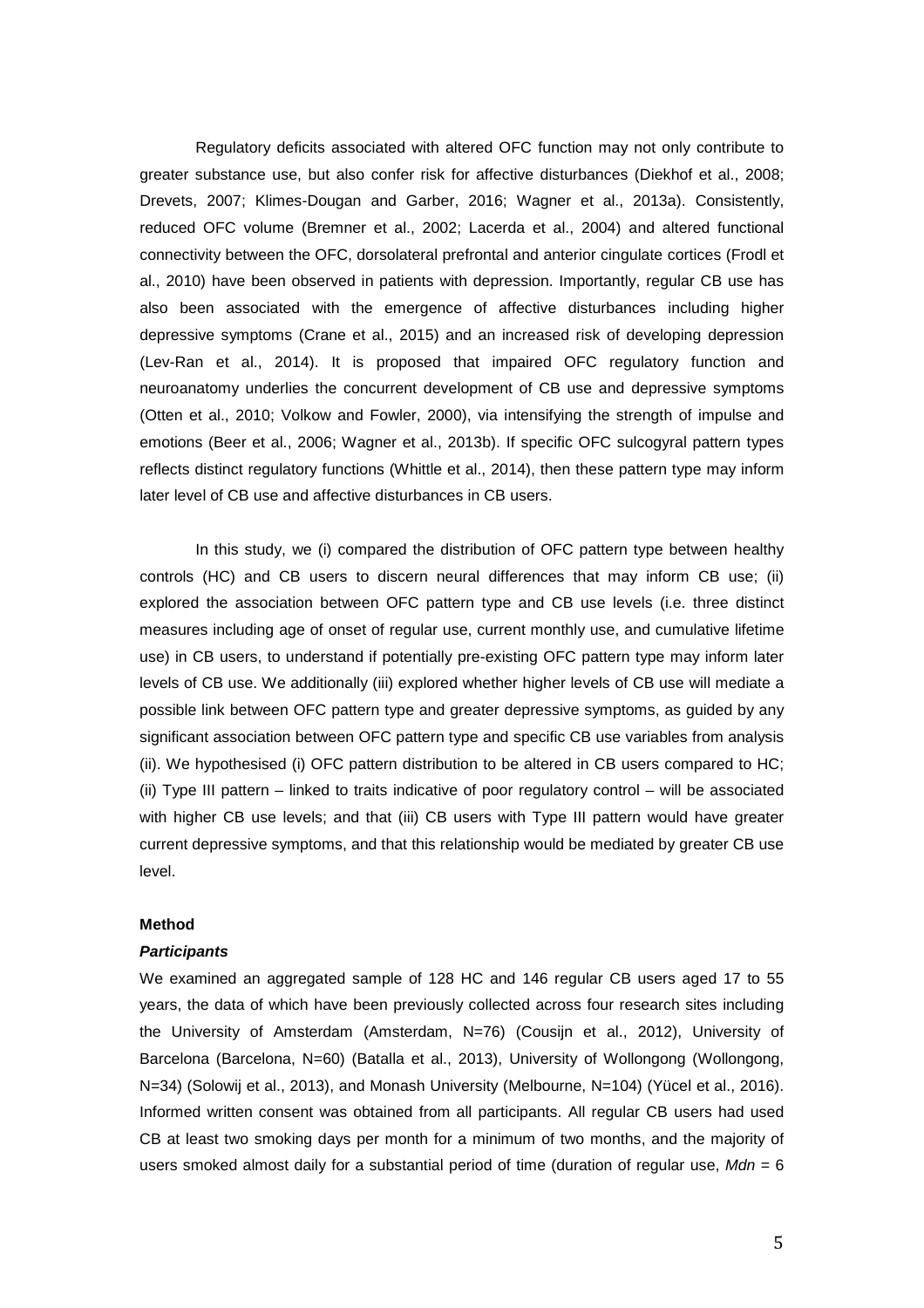Regulatory deficits associated with altered OFC function may not only contribute to greater substance use, but also confer risk for affective disturbances (Diekhof et al., 2008; Drevets, 2007; Klimes-Dougan and Garber, 2016; Wagner et al., 2013a). Consistently, reduced OFC volume (Bremner et al., 2002; Lacerda et al., 2004) and altered functional connectivity between the OFC, dorsolateral prefrontal and anterior cingulate cortices (Frodl et al., 2010) have been observed in patients with depression. Importantly, regular CB use has also been associated with the emergence of affective disturbances including higher depressive symptoms (Crane et al., 2015) and an increased risk of developing depression (Lev-Ran et al., 2014). It is proposed that impaired OFC regulatory function and neuroanatomy underlies the concurrent development of CB use and depressive symptoms (Otten et al., 2010; Volkow and Fowler, 2000), via intensifying the strength of impulse and emotions (Beer et al., 2006; Wagner et al., 2013b). If specific OFC sulcogyral pattern types reflects distinct regulatory functions (Whittle et al., 2014), then these pattern type may inform later level of CB use and affective disturbances in CB users.

In this study, we (i) compared the distribution of OFC pattern type between healthy controls (HC) and CB users to discern neural differences that may inform CB use; (ii) explored the association between OFC pattern type and CB use levels (i.e. three distinct measures including age of onset of regular use, current monthly use, and cumulative lifetime use) in CB users, to understand if potentially pre-existing OFC pattern type may inform later levels of CB use. We additionally (iii) explored whether higher levels of CB use will mediate a possible link between OFC pattern type and greater depressive symptoms, as guided by any significant association between OFC pattern type and specific CB use variables from analysis (ii). We hypothesised (i) OFC pattern distribution to be altered in CB users compared to HC; (ii) Type III pattern – linked to traits indicative of poor regulatory control – will be associated with higher CB use levels; and that (iii) CB users with Type III pattern would have greater current depressive symptoms, and that this relationship would be mediated by greater CB use level.

## Method

### *Participants*

We examined an aggregated sample of 128 HC and 146 regular CB users aged 17 to 55 years, the data of which have been previously collected across four research sites including the University of Amsterdam (Amsterdam, N=76) (Cousijn et al., 2012), University of Barcelona (Barcelona, N=60) (Batalla et al., 2013), University of Wollongong (Wollongong, N=34) (Solowij et al., 2013), and Monash University (Melbourne, N=104) (Yücel et al., 2016). Informed written consent was obtained from all participants. All regular CB users had used CB at least two smoking days per month for a minimum of two months, and the majority of users smoked almost daily for a substantial period of time (duration of regular use, *Mdn* = 6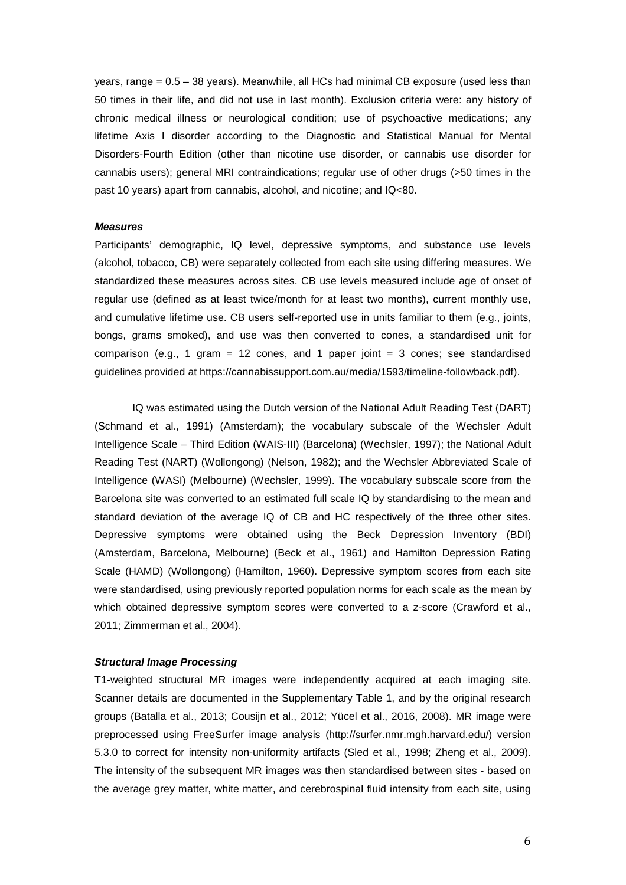years, range = 0.5 – 38 years). Meanwhile, all HCs had minimal CB exposure (used less than 50 times in their life, and did not use in last month). Exclusion criteria were: any history of chronic medical illness or neurological condition; use of psychoactive medications; any lifetime Axis I disorder according to the Diagnostic and Statistical Manual for Mental Disorders-Fourth Edition (other than nicotine use disorder, or cannabis use disorder for cannabis users); general MRI contraindications; regular use of other drugs (>50 times in the past 10 years) apart from cannabis, alcohol, and nicotine; and IQ<80.

### *Measures*

Participants' demographic, IQ level, depressive symptoms, and substance use levels (alcohol, tobacco, CB) were separately collected from each site using differing measures. We standardized these measures across sites. CB use levels measured include age of onset of regular use (defined as at least twice/month for at least two months), current monthly use, and cumulative lifetime use. CB users self-reported use in units familiar to them (e.g., joints, bongs, grams smoked), and use was then converted to cones, a standardised unit for comparison (e.g., 1 gram = 12 cones, and 1 paper joint = 3 cones; see standardised guidelines provided at https://cannabissupport.com.au/media/1593/timeline-followback.pdf).

IQ was estimated using the Dutch version of the National Adult Reading Test (DART) (Schmand et al., 1991) (Amsterdam); the vocabulary subscale of the Wechsler Adult Intelligence Scale – Third Edition (WAIS-III) (Barcelona) (Wechsler, 1997); the National Adult Reading Test (NART) (Wollongong) (Nelson, 1982); and the Wechsler Abbreviated Scale of Intelligence (WASI) (Melbourne) (Wechsler, 1999). The vocabulary subscale score from the Barcelona site was converted to an estimated full scale IQ by standardising to the mean and standard deviation of the average IQ of CB and HC respectively of the three other sites. Depressive symptoms were obtained using the Beck Depression Inventory (BDI) (Amsterdam, Barcelona, Melbourne) (Beck et al., 1961) and Hamilton Depression Rating Scale (HAMD) (Wollongong) (Hamilton, 1960). Depressive symptom scores from each site were standardised, using previously reported population norms for each scale as the mean by which obtained depressive symptom scores were converted to a z-score (Crawford et al., 2011; Zimmerman et al., 2004).

### *Structural Image Processing*

T1-weighted structural MR images were independently acquired at each imaging site. Scanner details are documented in the Supplementary Table 1, and by the original research groups (Batalla et al., 2013; Cousijn et al., 2012; Yücel et al., 2016, 2008). MR image were preprocessed using FreeSurfer image analysis (http://surfer.nmr.mgh.harvard.edu/) version 5.3.0 to correct for intensity non-uniformity artifacts (Sled et al., 1998; Zheng et al., 2009). The intensity of the subsequent MR images was then standardised between sites - based on the average grey matter, white matter, and cerebrospinal fluid intensity from each site, using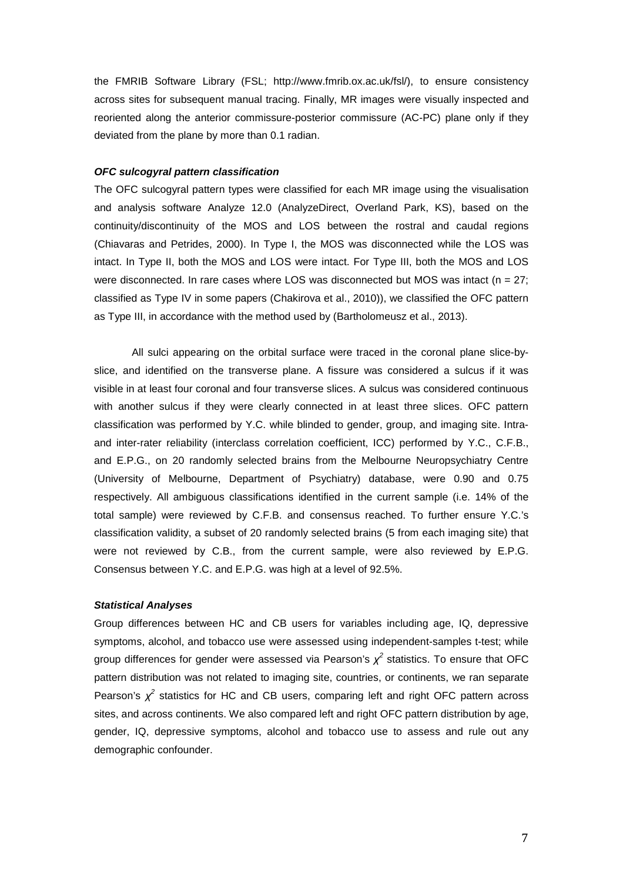the FMRIB Software Library (FSL; http://www.fmrib.ox.ac.uk/fsl/), to ensure consistency across sites for subsequent manual tracing. Finally, MR images were visually inspected and reoriented along the anterior commissure-posterior commissure (AC-PC) plane only if they deviated from the plane by more than 0.1 radian.

### *OFC sulcogyral pattern classification*

The OFC sulcogyral pattern types were classified for each MR image using the visualisation and analysis software Analyze 12.0 (AnalyzeDirect, Overland Park, KS), based on the continuity/discontinuity of the MOS and LOS between the rostral and caudal regions (Chiavaras and Petrides, 2000). In Type I, the MOS was disconnected while the LOS was intact. In Type II, both the MOS and LOS were intact. For Type III, both the MOS and LOS were disconnected. In rare cases where LOS was disconnected but MOS was intact (n = 27; classified as Type IV in some papers (Chakirova et al., 2010)), we classified the OFC pattern as Type III, in accordance with the method used by (Bartholomeusz et al., 2013).

All sulci appearing on the orbital surface were traced in the coronal plane slice-by-slice, and identified on the transverse plane. A fissure was considered a sulcus if it was visible in at least four coronal and four transverse slices. A sulcus was considered continuous with another sulcus if they were clearly connected in at least three slices. OFC pattern classification was performed by Y.C. while blinded to gender, group, and imaging site. Intra- and inter-rater reliability (interclass correlation coefficient, ICC) performed by Y.C., C.F.B., and E.P.G., on 20 randomly selected brains from the Melbourne Neuropsychiatry Centre (University of Melbourne, Department of Psychiatry) database, were 0.90 and 0.75 respectively. All ambiguous classifications identified in the current sample (i.e. 14% of the total sample) were reviewed by C.F.B. and consensus reached. To further ensure Y.C.'s classification validity, a subset of 20 randomly selected brains (5 from each imaging site) that were not reviewed by C.B., from the current sample, were also reviewed by E.P.G. Consensus between Y.C. and E.P.G. was high at a level of 92.5%.

### *Statistical Analyses*

Group differences between HC and CB users for variables including age, IQ, depressive symptoms, alcohol, and tobacco use were assessed using independent-samples t-test; while group differences for gender were assessed via Pearson's $\chi^2$ statistics. To ensure that OFC pattern distribution was not related to imaging site, countries, or continents, we ran separate Pearson's $\chi^2$ statistics for HC and CB users, comparing left and right OFC pattern across sites, and across continents. We also compared left and right OFC pattern distribution by age, gender, IQ, depressive symptoms, alcohol and tobacco use to assess and rule out any demographic confounder.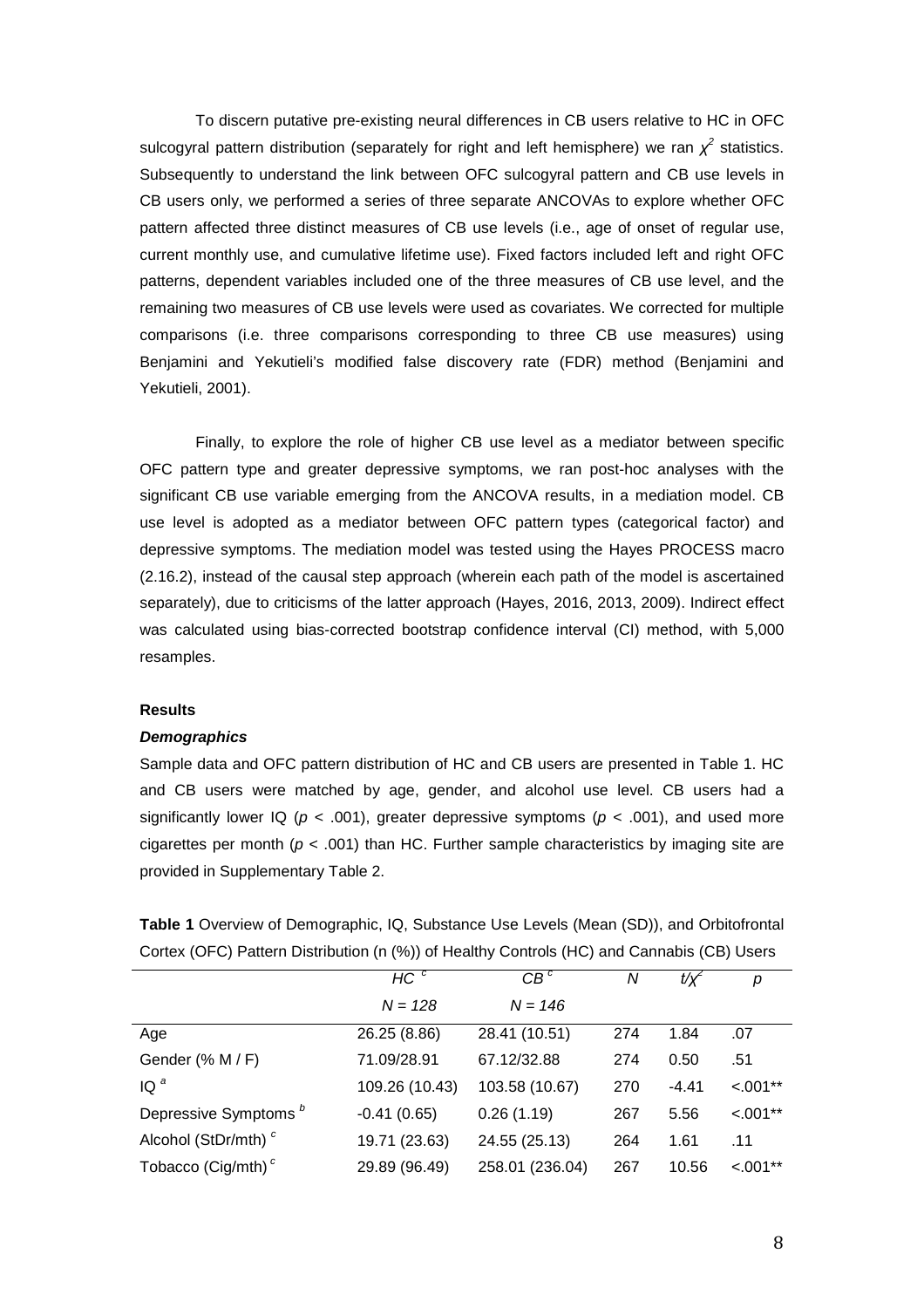To discern putative pre-existing neural differences in CB users relative to HC in OFC sulcogyral pattern distribution (separately for right and left hemisphere) we ran $\chi^2$ statistics. Subsequently to understand the link between OFC sulcogyral pattern and CB use levels in CB users only, we performed a series of three separate ANCOVAs to explore whether OFC pattern affected three distinct measures of CB use levels (i.e., age of onset of regular use, current monthly use, and cumulative lifetime use). Fixed factors included left and right OFC patterns, dependent variables included one of the three measures of CB use level, and the remaining two measures of CB use levels were used as covariates. We corrected for multiple comparisons (i.e. three comparisons corresponding to three CB use measures) using Benjamini and Yekutieli's modified false discovery rate (FDR) method (Benjamini and Yekutieli, 2001).

Finally, to explore the role of higher CB use level as a mediator between specific OFC pattern type and greater depressive symptoms, we ran post-hoc analyses with the significant CB use variable emerging from the ANCOVA results, in a mediation model. CB use level is adopted as a mediator between OFC pattern types (categorical factor) and depressive symptoms. The mediation model was tested using the Hayes PROCESS macro (2.16.2), instead of the causal step approach (wherein each path of the model is ascertained separately), due to criticisms of the latter approach (Hayes, 2016, 2013, 2009). Indirect effect was calculated using bias-corrected bootstrap confidence interval (CI) method, with 5,000 resamples.

## Results

### *Demographics*

Sample data and OFC pattern distribution of HC and CB users are presented in Table 1. HC and CB users were matched by age, gender, and alcohol use level. CB users had a significantly lower IQ ($p < .001$), greater depressive symptoms ($p < .001$), and used more cigarettes per month ($p < .001$) than HC. Further sample characteristics by imaging site are provided in Supplementary Table 2.

**Table 1** Overview of Demographic, IQ, Substance Use Levels (Mean (SD)), and Orbitofrontal Cortex (OFC) Pattern Distribution (n (%)) of Healthy Controls (HC) and Cannabis (CB) Users

| | *HC* [c] | *CB* [c] | *N* | $t/\chi^2$ | *p* |
|---|---|---|---|---|---|
| | *N = 128* | *N = 146* | | | |
| Age | 26.25 (8.86) | 28.41 (10.51) | 274 | 1.84 | .07 |
| Gender (% M / F) | 71.09/28.91 | 67.12/32.88 | 274 | 0.50 | .51 |
| IQ [a] | 109.26 (10.43) | 103.58 (10.67) | 270 | -4.41 | <.001** |
| Depressive Symptoms [b] | -0.41 (0.65) | 0.26 (1.19) | 267 | 5.56 | <.001** |
| Alcohol (StDr/mth) [c] | 19.71 (23.63) | 24.55 (25.13) | 264 | 1.61 | .11 |
| Tobacco (Cig/mth) [c] | 29.89 (96.49) | 258.01 (236.04) | 267 | 10.56 | <.001** |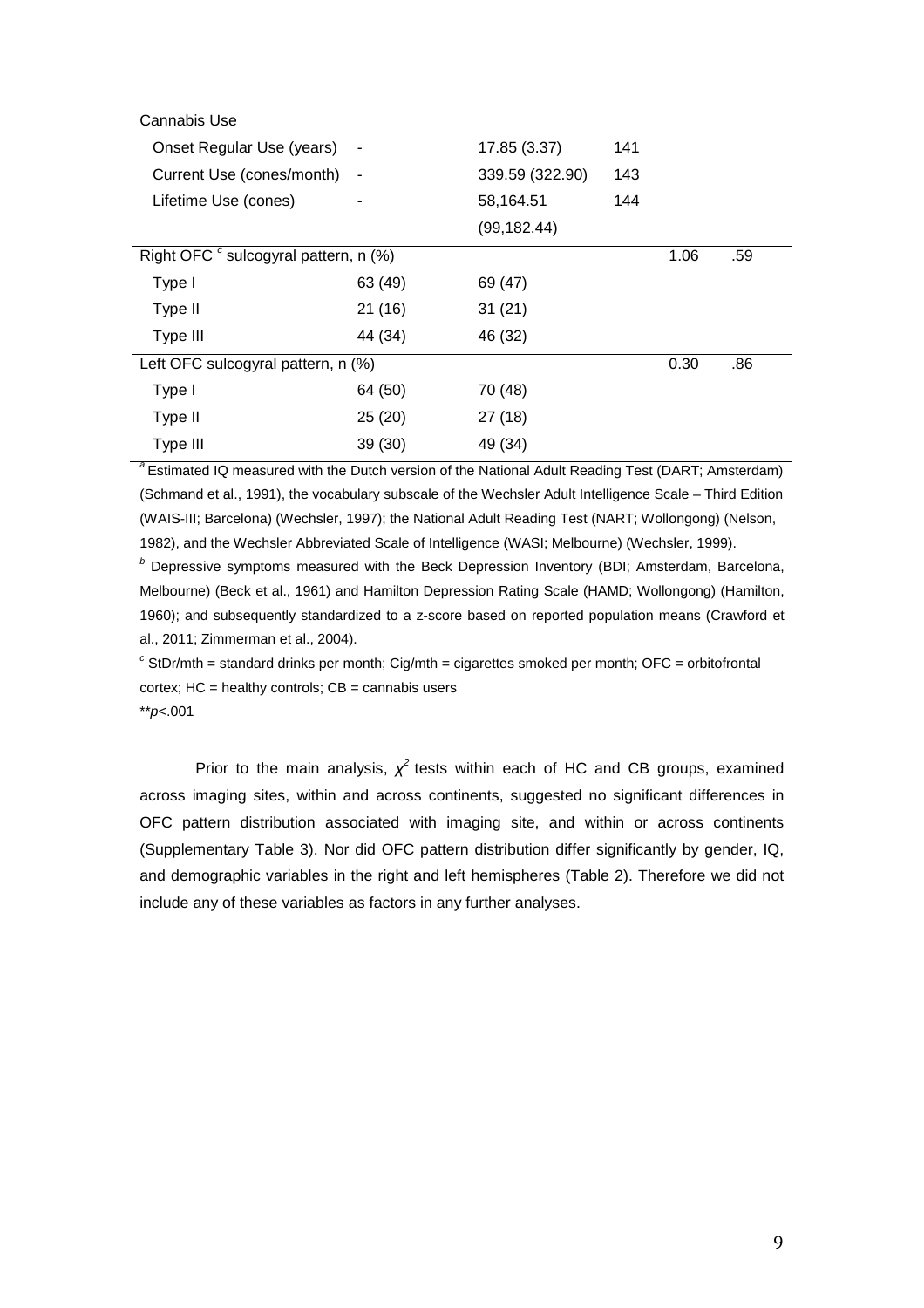| | | | | | |
|---|---|---|---|---|---|
| Cannabis Use | | | | | |
| Onset Regular Use (years) | - | 17.85 (3.37) | 141 | | |
| Current Use (cones/month) | - | 339.59 (322.90) | 143 | | |
| Lifetime Use (cones) | - | 58,164.51 (99,182.44) | 144 | | |
| Right OFC [c] sulcogyral pattern, n (%) | | | | 1.06 | .59 |
| Type I | 63 (49) | 69 (47) | | | |
| Type II | 21 (16) | 31 (21) | | | |
| Type III | 44 (34) | 46 (32) | | | |
| Left OFC sulcogyral pattern, n (%) | | | | 0.30 | .86 |
| Type I | 64 (50) | 70 (48) | | | |
| Type II | 25 (20) | 27 (18) | | | |
| Type III | 39 (30) | 49 (34) | | | |

[a] Estimated IQ measured with the Dutch version of the National Adult Reading Test (DART; Amsterdam) (Schmand et al., 1991), the vocabulary subscale of the Wechsler Adult Intelligence Scale – Third Edition (WAIS-III; Barcelona) (Wechsler, 1997); the National Adult Reading Test (NART; Wollongong) (Nelson, 1982), and the Wechsler Abbreviated Scale of Intelligence (WASI; Melbourne) (Wechsler, 1999).

[b] Depressive symptoms measured with the Beck Depression Inventory (BDI; Amsterdam, Barcelona, Melbourne) (Beck et al., 1961) and Hamilton Depression Rating Scale (HAMD; Wollongong) (Hamilton, 1960); and subsequently standardized to a z-score based on reported population means (Crawford et al., 2011; Zimmerman et al., 2004).

[c] StDr/mth = standard drinks per month; Cig/mth = cigarettes smoked per month; OFC = orbitofrontal cortex; HC = healthy controls; CB = cannabis users

**$p$<.001

Prior to the main analysis, $\chi^2$ tests within each of HC and CB groups, examined across imaging sites, within and across continents, suggested no significant differences in OFC pattern distribution associated with imaging site, and within or across continents (Supplementary Table 3). Nor did OFC pattern distribution differ significantly by gender, IQ, and demographic variables in the right and left hemispheres (Table 2). Therefore we did not include any of these variables as factors in any further analyses.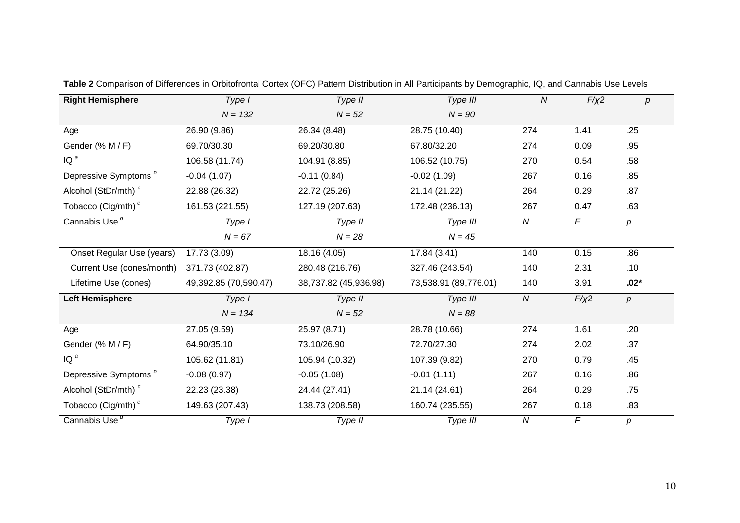**Table 2** Comparison of Differences in Orbitofrontal Cortex (OFC) Pattern Distribution in All Participants by Demographic, IQ, and Cannabis Use Levels

| **Right Hemisphere** | *Type I* | *Type II* | *Type III* | *N* | *F/χ2* | *p* |
|---|---|---|---|---|---|---|
| | *N = 132* | *N = 52* | *N = 90* | | | |
| Age | 26.90 (9.86) | 26.34 (8.48) | 28.75 (10.40) | 274 | 1.41 | .25 |
| Gender (% M / F) | 69.70/30.30 | 69.20/30.80 | 67.80/32.20 | 274 | 0.09 | .95 |
| IQ [a] | 106.58 (11.74) | 104.91 (8.85) | 106.52 (10.75) | 270 | 0.54 | .58 |
| Depressive Symptoms [b] | -0.04 (1.07) | -0.11 (0.84) | -0.02 (1.09) | 267 | 0.16 | .85 |
| Alcohol (StDr/mth) [c] | 22.88 (26.32) | 22.72 (25.26) | 21.14 (21.22) | 264 | 0.29 | .87 |
| Tobacco (Cig/mth) [c] | 161.53 (221.55) | 127.19 (207.63) | 172.48 (236.13) | 267 | 0.47 | .63 |
| Cannabis Use [d] | *Type I* | *Type II* | *Type III* | *N* | *F* | *p* |
| | *N = 67* | *N = 28* | *N = 45* | | | |
| Onset Regular Use (years) | 17.73 (3.09) | 18.16 (4.05) | 17.84 (3.41) | 140 | 0.15 | .86 |
| Current Use (cones/month) | 371.73 (402.87) | 280.48 (216.76) | 327.46 (243.54) | 140 | 2.31 | .10 |
| Lifetime Use (cones) | 49,392.85 (70,590.47) | 38,737.82 (45,936.98) | 73,538.91 (89,776.01) | 140 | 3.91 | **.02*** |
| **Left Hemisphere** | *Type I* | *Type II* | *Type III* | *N* | *F/χ2* | *p* |
| | *N = 134* | *N = 52* | *N = 88* | | | |
| Age | 27.05 (9.59) | 25.97 (8.71) | 28.78 (10.66) | 274 | 1.61 | .20 |
| Gender (% M / F) | 64.90/35.10 | 73.10/26.90 | 72.70/27.30 | 274 | 2.02 | .37 |
| IQ [a] | 105.62 (11.81) | 105.94 (10.32) | 107.39 (9.82) | 270 | 0.79 | .45 |
| Depressive Symptoms [b] | -0.08 (0.97) | -0.05 (1.08) | -0.01 (1.11) | 267 | 0.16 | .86 |
| Alcohol (StDr/mth) [c] | 22.23 (23.38) | 24.44 (27.41) | 21.14 (24.61) | 264 | 0.29 | .75 |
| Tobacco (Cig/mth) [c] | 149.63 (207.43) | 138.73 (208.58) | 160.74 (235.55) | 267 | 0.18 | .83 |
| Cannabis Use [d] | *Type I* | *Type II* | *Type III* | *N* | *F* | *p* |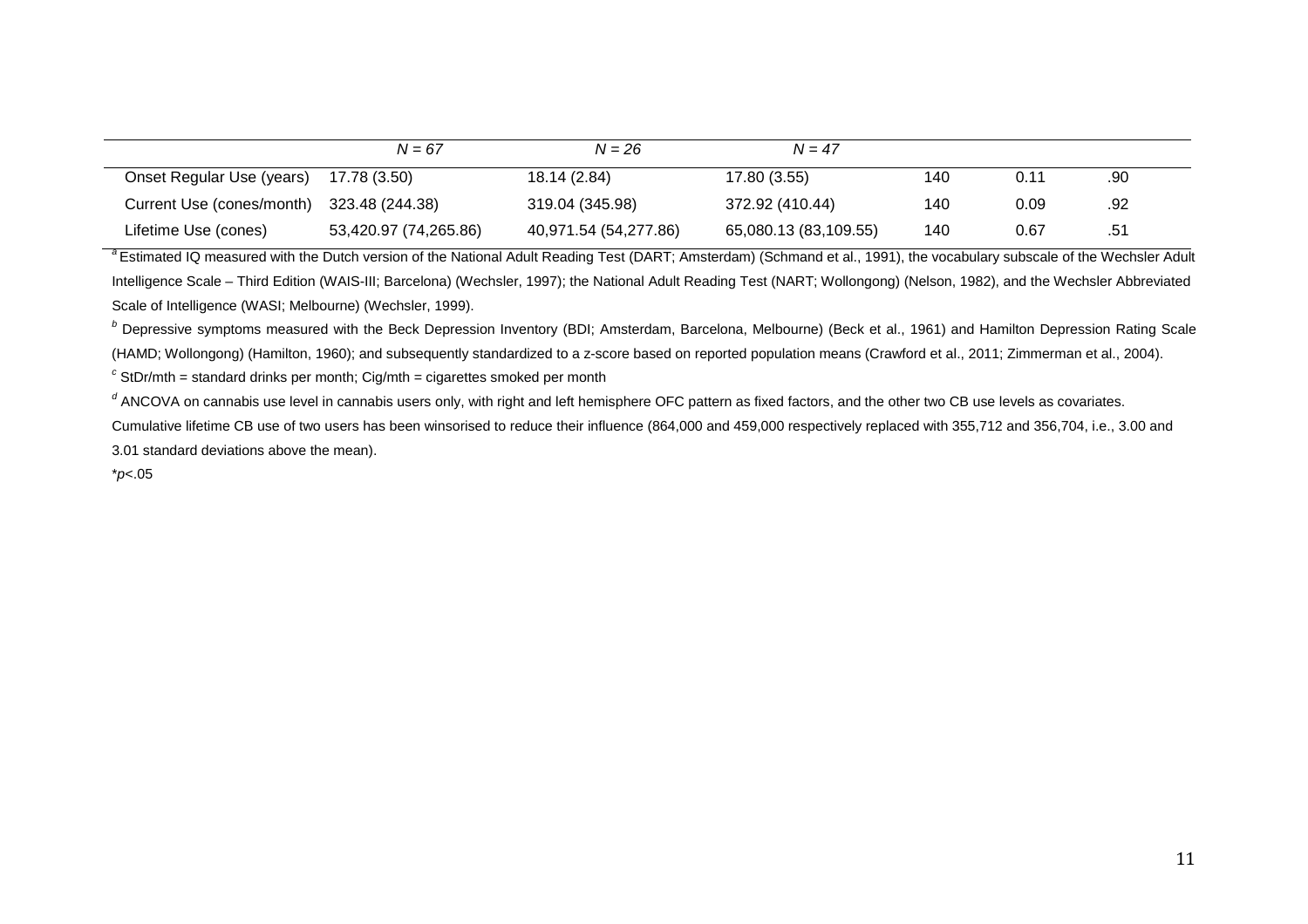| | *N = 67* | *N = 26* | *N = 47* | | | |
|---|---|---|---|---|---|---|
| Onset Regular Use (years) | 17.78 (3.50) | 18.14 (2.84) | 17.80 (3.55) | 140 | 0.11 | .90 |
| Current Use (cones/month) | 323.48 (244.38) | 319.04 (345.98) | 372.92 (410.44) | 140 | 0.09 | .92 |
| Lifetime Use (cones) | 53,420.97 (74,265.86) | 40,971.54 (54,277.86) | 65,080.13 (83,109.55) | 140 | 0.67 | .51 |

[a] Estimated IQ measured with the Dutch version of the National Adult Reading Test (DART; Amsterdam) (Schmand et al., 1991), the vocabulary subscale of the Wechsler Adult Intelligence Scale – Third Edition (WAIS-III; Barcelona) (Wechsler, 1997); the National Adult Reading Test (NART; Wollongong) (Nelson, 1982), and the Wechsler Abbreviated Scale of Intelligence (WASI; Melbourne) (Wechsler, 1999).

[b] Depressive symptoms measured with the Beck Depression Inventory (BDI; Amsterdam, Barcelona, Melbourne) (Beck et al., 1961) and Hamilton Depression Rating Scale (HAMD; Wollongong) (Hamilton, 1960); and subsequently standardized to a z-score based on reported population means (Crawford et al., 2011; Zimmerman et al., 2004).

[c] StDr/mth = standard drinks per month; Cig/mth = cigarettes smoked per month

[d] ANCOVA on cannabis use level in cannabis users only, with right and left hemisphere OFC pattern as fixed factors, and the other two CB use levels as covariates. Cumulative lifetime CB use of two users has been winsorised to reduce their influence (864,000 and 459,000 respectively replaced with 355,712 and 356,704, i.e., 3.00 and 3.01 standard deviations above the mean).

*$p<.05$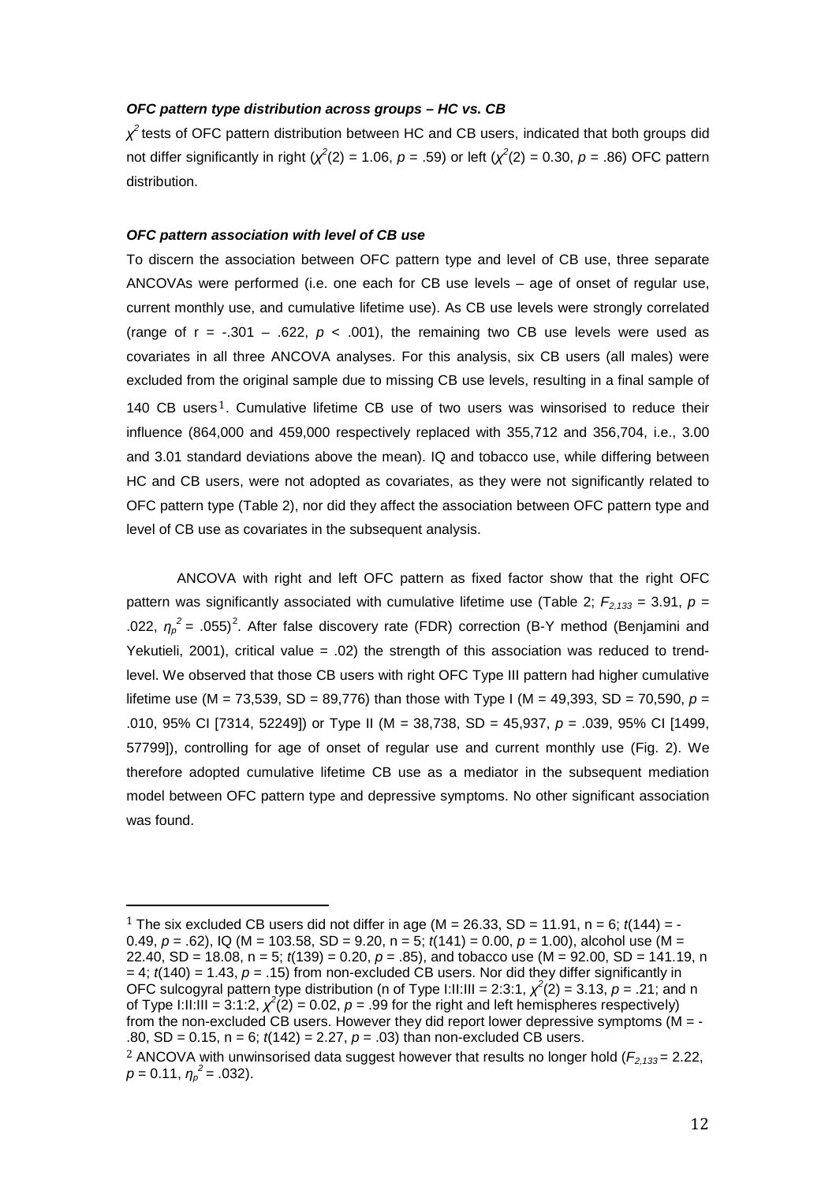***OFC pattern type distribution across groups – HC vs. CB***

$\chi^2$ tests of OFC pattern distribution between HC and CB users, indicated that both groups did not differ significantly in right ($\chi^2(2) = 1.06$, $p = .59$) or left ($\chi^2(2) = 0.30$, $p = .86$) OFC pattern distribution.

***OFC pattern association with level of CB use***

To discern the association between OFC pattern type and level of CB use, three separate ANCOVAs were performed (i.e. one each for CB use levels – age of onset of regular use, current monthly use, and cumulative lifetime use). As CB use levels were strongly correlated (range of r = -.301 – .622, $p < .001$), the remaining two CB use levels were used as covariates in all three ANCOVA analyses. For this analysis, six CB users (all males) were excluded from the original sample due to missing CB use levels, resulting in a final sample of 140 CB users[1]. Cumulative lifetime CB use of two users was winsorised to reduce their influence (864,000 and 459,000 respectively replaced with 355,712 and 356,704, i.e., 3.00 and 3.01 standard deviations above the mean). IQ and tobacco use, while differing between HC and CB users, were not adopted as covariates, as they were not significantly related to OFC pattern type (Table 2), nor did they affect the association between OFC pattern type and level of CB use as covariates in the subsequent analysis.

ANCOVA with right and left OFC pattern as fixed factor show that the right OFC pattern was significantly associated with cumulative lifetime use (Table 2; $F_{2,133} = 3.91$, $p = .022$, $\eta_p^2 = .055$)[2]. After false discovery rate (FDR) correction (B-Y method (Benjamini and Yekutieli, 2001), critical value = .02) the strength of this association was reduced to trend-level. We observed that those CB users with right OFC Type III pattern had higher cumulative lifetime use (M = 73,539, SD = 89,776) than those with Type I (M = 49,393, SD = 70,590, $p = .010$, 95% CI [7314, 52249]) or Type II (M = 38,738, SD = 45,937, $p = .039$, 95% CI [1499, 57799]), controlling for age of onset of regular use and current monthly use (Fig. 2). We therefore adopted cumulative lifetime CB use as a mediator in the subsequent mediation model between OFC pattern type and depressive symptoms. No other significant association was found.

---

[1] The six excluded CB users did not differ in age (M = 26.33, SD = 11.91, n = 6; $t(144) = -0.49$, $p = .62$), IQ (M = 103.58, SD = 9.20, n = 5; $t(141) = 0.00$, $p = 1.00$), alcohol use (M = 22.40, SD = 18.08, n = 5; $t(139) = 0.20$, $p = .85$), and tobacco use (M = 92.00, SD = 141.19, n = 4; $t(140) = 1.43$, $p = .15$) from non-excluded CB users. Nor did they differ significantly in OFC sulcogyral pattern type distribution (n of Type I:II:III = 2:3:1, $\chi^2(2) = 3.13$, $p = .21$; and n of Type I:II:III = 3:1:2, $\chi^2(2) = 0.02$, $p = .99$ for the right and left hemispheres respectively) from the non-excluded CB users. However they did report lower depressive symptoms (M = -.80, SD = 0.15, n = 6; $t(142) = 2.27$, $p = .03$) than non-excluded CB users.

[2] ANCOVA with unwinsorised data suggest however that results no longer hold ($F_{2,133} = 2.22$, $p = 0.11$, $\eta_p^2 = .032$).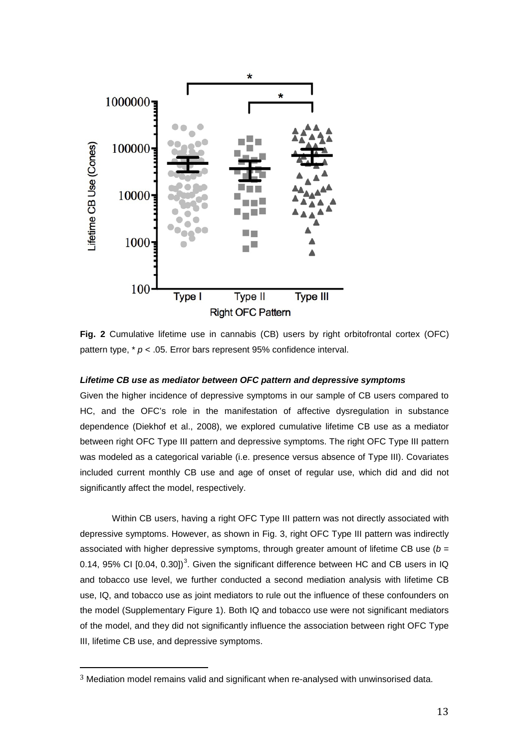**Fig. 2** Cumulative lifetime use in cannabis (CB) users by right orbitofrontal cortex (OFC) pattern type, * $p < .05$. Error bars represent 95% confidence interval.

***Lifetime CB use as mediator between OFC pattern and depressive symptoms***

Given the higher incidence of depressive symptoms in our sample of CB users compared to HC, and the OFC's role in the manifestation of affective dysregulation in substance dependence (Diekhof et al., 2008), we explored cumulative lifetime CB use as a mediator between right OFC Type III pattern and depressive symptoms. The right OFC Type III pattern was modeled as a categorical variable (i.e. presence versus absence of Type III). Covariates included current monthly CB use and age of onset of regular use, which did and did not significantly affect the model, respectively.

Within CB users, having a right OFC Type III pattern was not directly associated with depressive symptoms. However, as shown in Fig. 3, right OFC Type III pattern was indirectly associated with higher depressive symptoms, through greater amount of lifetime CB use ($b$ = 0.14, 95% CI [0.04, 0.30])[3]. Given the significant difference between HC and CB users in IQ and tobacco use level, we further conducted a second mediation analysis with lifetime CB use, IQ, and tobacco use as joint mediators to rule out the influence of these confounders on the model (Supplementary Figure 1). Both IQ and tobacco use were not significant mediators of the model, and they did not significantly influence the association between right OFC Type III, lifetime CB use, and depressive symptoms.

[3] Mediation model remains valid and significant when re-analysed with unwinsorised data.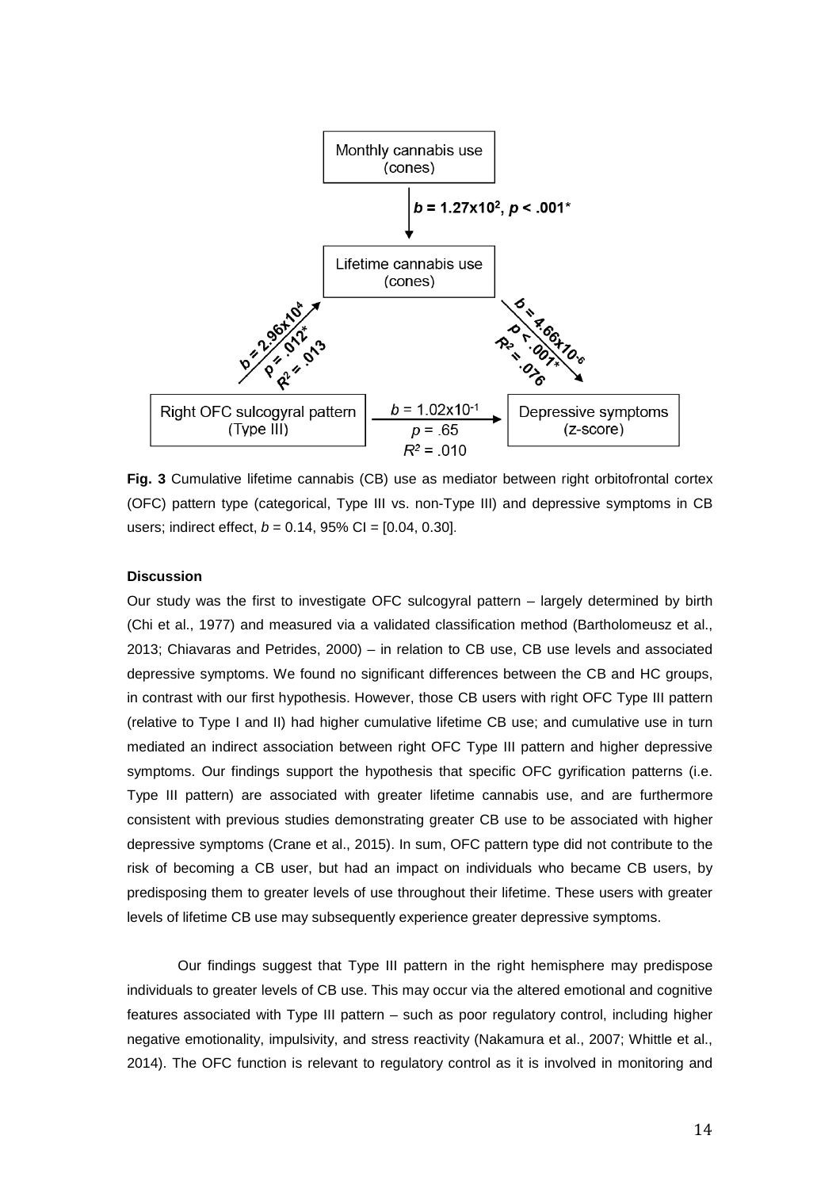Monthly cannabis use (cones)

$b = 1.27\text{x}10^2$, $p < .001$*

Lifetime cannabis use (cones)

$b = 2.96\text{x}10^4$, $p = .012$*, $R^2 = .013$

$b = 4.66\text{x}10^{-6}$, $p < .001$*, $R^2 = .076$

Right OFC sulcogyral pattern (Type III)

$b = 1.02\text{x}10^{-1}$, $p = .65$, $R^2 = .010$

Depressive symptoms (z-score)

**Fig. 3** Cumulative lifetime cannabis (CB) use as mediator between right orbitofrontal cortex (OFC) pattern type (categorical, Type III vs. non-Type III) and depressive symptoms in CB users; indirect effect, $b = 0.14$, 95% CI = [0.04, 0.30].

#### Discussion

Our study was the first to investigate OFC sulcogyral pattern – largely determined by birth (Chi et al., 1977) and measured via a validated classification method (Bartholomeusz et al., 2013; Chiavaras and Petrides, 2000) – in relation to CB use, CB use levels and associated depressive symptoms. We found no significant differences between the CB and HC groups, in contrast with our first hypothesis. However, those CB users with right OFC Type III pattern (relative to Type I and II) had higher cumulative lifetime CB use; and cumulative use in turn mediated an indirect association between right OFC Type III pattern and higher depressive symptoms. Our findings support the hypothesis that specific OFC gyrification patterns (i.e. Type III pattern) are associated with greater lifetime cannabis use, and are furthermore consistent with previous studies demonstrating greater CB use to be associated with higher depressive symptoms (Crane et al., 2015). In sum, OFC pattern type did not contribute to the risk of becoming a CB user, but had an impact on individuals who became CB users, by predisposing them to greater levels of use throughout their lifetime. These users with greater levels of lifetime CB use may subsequently experience greater depressive symptoms.

Our findings suggest that Type III pattern in the right hemisphere may predispose individuals to greater levels of CB use. This may occur via the altered emotional and cognitive features associated with Type III pattern – such as poor regulatory control, including higher negative emotionality, impulsivity, and stress reactivity (Nakamura et al., 2007; Whittle et al., 2014). The OFC function is relevant to regulatory control as it is involved in monitoring and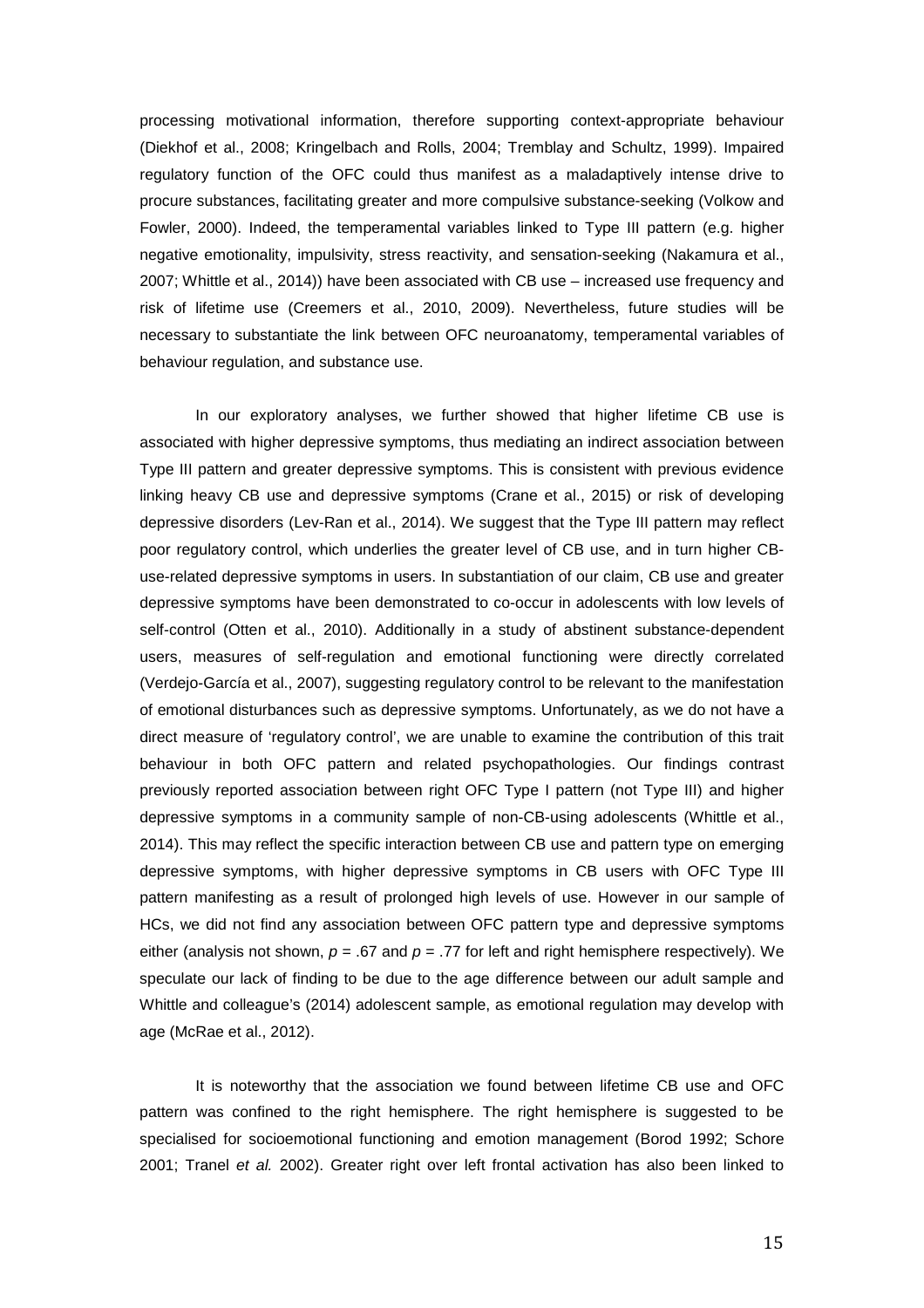processing motivational information, therefore supporting context-appropriate behaviour (Diekhof et al., 2008; Kringelbach and Rolls, 2004; Tremblay and Schultz, 1999). Impaired regulatory function of the OFC could thus manifest as a maladaptively intense drive to procure substances, facilitating greater and more compulsive substance-seeking (Volkow and Fowler, 2000). Indeed, the temperamental variables linked to Type III pattern (e.g. higher negative emotionality, impulsivity, stress reactivity, and sensation-seeking (Nakamura et al., 2007; Whittle et al., 2014)) have been associated with CB use – increased use frequency and risk of lifetime use (Creemers et al., 2010, 2009). Nevertheless, future studies will be necessary to substantiate the link between OFC neuroanatomy, temperamental variables of behaviour regulation, and substance use.

In our exploratory analyses, we further showed that higher lifetime CB use is associated with higher depressive symptoms, thus mediating an indirect association between Type III pattern and greater depressive symptoms. This is consistent with previous evidence linking heavy CB use and depressive symptoms (Crane et al., 2015) or risk of developing depressive disorders (Lev-Ran et al., 2014). We suggest that the Type III pattern may reflect poor regulatory control, which underlies the greater level of CB use, and in turn higher CB-use-related depressive symptoms in users. In substantiation of our claim, CB use and greater depressive symptoms have been demonstrated to co-occur in adolescents with low levels of self-control (Otten et al., 2010). Additionally in a study of abstinent substance-dependent users, measures of self-regulation and emotional functioning were directly correlated (Verdejo-García et al., 2007), suggesting regulatory control to be relevant to the manifestation of emotional disturbances such as depressive symptoms. Unfortunately, as we do not have a direct measure of 'regulatory control', we are unable to examine the contribution of this trait behaviour in both OFC pattern and related psychopathologies. Our findings contrast previously reported association between right OFC Type I pattern (not Type III) and higher depressive symptoms in a community sample of non-CB-using adolescents (Whittle et al., 2014). This may reflect the specific interaction between CB use and pattern type on emerging depressive symptoms, with higher depressive symptoms in CB users with OFC Type III pattern manifesting as a result of prolonged high levels of use. However in our sample of HCs, we did not find any association between OFC pattern type and depressive symptoms either (analysis not shown, $p = .67$ and $p = .77$ for left and right hemisphere respectively). We speculate our lack of finding to be due to the age difference between our adult sample and Whittle and colleague's (2014) adolescent sample, as emotional regulation may develop with age (McRae et al., 2012).

It is noteworthy that the association we found between lifetime CB use and OFC pattern was confined to the right hemisphere. The right hemisphere is suggested to be specialised for socioemotional functioning and emotion management (Borod 1992; Schore 2001; Tranel *et al.* 2002). Greater right over left frontal activation has also been linked to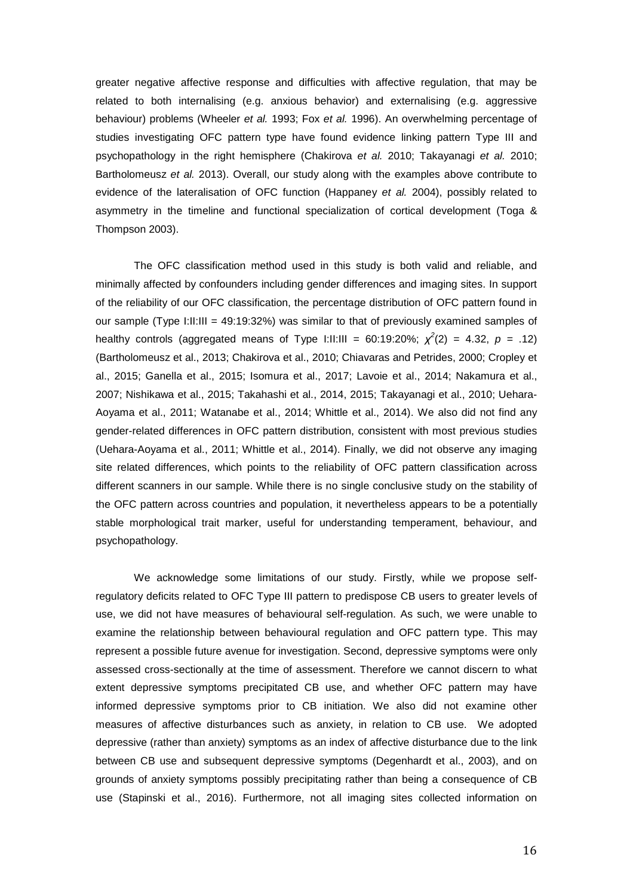greater negative affective response and difficulties with affective regulation, that may be related to both internalising (e.g. anxious behavior) and externalising (e.g. aggressive behaviour) problems (Wheeler *et al.* 1993; Fox *et al.* 1996). An overwhelming percentage of studies investigating OFC pattern type have found evidence linking pattern Type III and psychopathology in the right hemisphere (Chakirova *et al.* 2010; Takayanagi *et al.* 2010; Bartholomeusz *et al.* 2013). Overall, our study along with the examples above contribute to evidence of the lateralisation of OFC function (Happaney *et al.* 2004), possibly related to asymmetry in the timeline and functional specialization of cortical development (Toga & Thompson 2003).

The OFC classification method used in this study is both valid and reliable, and minimally affected by confounders including gender differences and imaging sites. In support of the reliability of our OFC classification, the percentage distribution of OFC pattern found in our sample (Type I:II:III = 49:19:32%) was similar to that of previously examined samples of healthy controls (aggregated means of Type I:II:III = 60:19:20%; $\chi^2(2) = 4.32$, $p = .12$) (Bartholomeusz et al., 2013; Chakirova et al., 2010; Chiavaras and Petrides, 2000; Cropley et al., 2015; Ganella et al., 2015; Isomura et al., 2017; Lavoie et al., 2014; Nakamura et al., 2007; Nishikawa et al., 2015; Takahashi et al., 2014, 2015; Takayanagi et al., 2010; Uehara-Aoyama et al., 2011; Watanabe et al., 2014; Whittle et al., 2014). We also did not find any gender-related differences in OFC pattern distribution, consistent with most previous studies (Uehara-Aoyama et al., 2011; Whittle et al., 2014). Finally, we did not observe any imaging site related differences, which points to the reliability of OFC pattern classification across different scanners in our sample. While there is no single conclusive study on the stability of the OFC pattern across countries and population, it nevertheless appears to be a potentially stable morphological trait marker, useful for understanding temperament, behaviour, and psychopathology.

We acknowledge some limitations of our study. Firstly, while we propose self-regulatory deficits related to OFC Type III pattern to predispose CB users to greater levels of use, we did not have measures of behavioural self-regulation. As such, we were unable to examine the relationship between behavioural regulation and OFC pattern type. This may represent a possible future avenue for investigation. Second, depressive symptoms were only assessed cross-sectionally at the time of assessment. Therefore we cannot discern to what extent depressive symptoms precipitated CB use, and whether OFC pattern may have informed depressive symptoms prior to CB initiation. We also did not examine other measures of affective disturbances such as anxiety, in relation to CB use. We adopted depressive (rather than anxiety) symptoms as an index of affective disturbance due to the link between CB use and subsequent depressive symptoms (Degenhardt et al., 2003), and on grounds of anxiety symptoms possibly precipitating rather than being a consequence of CB use (Stapinski et al., 2016). Furthermore, not all imaging sites collected information on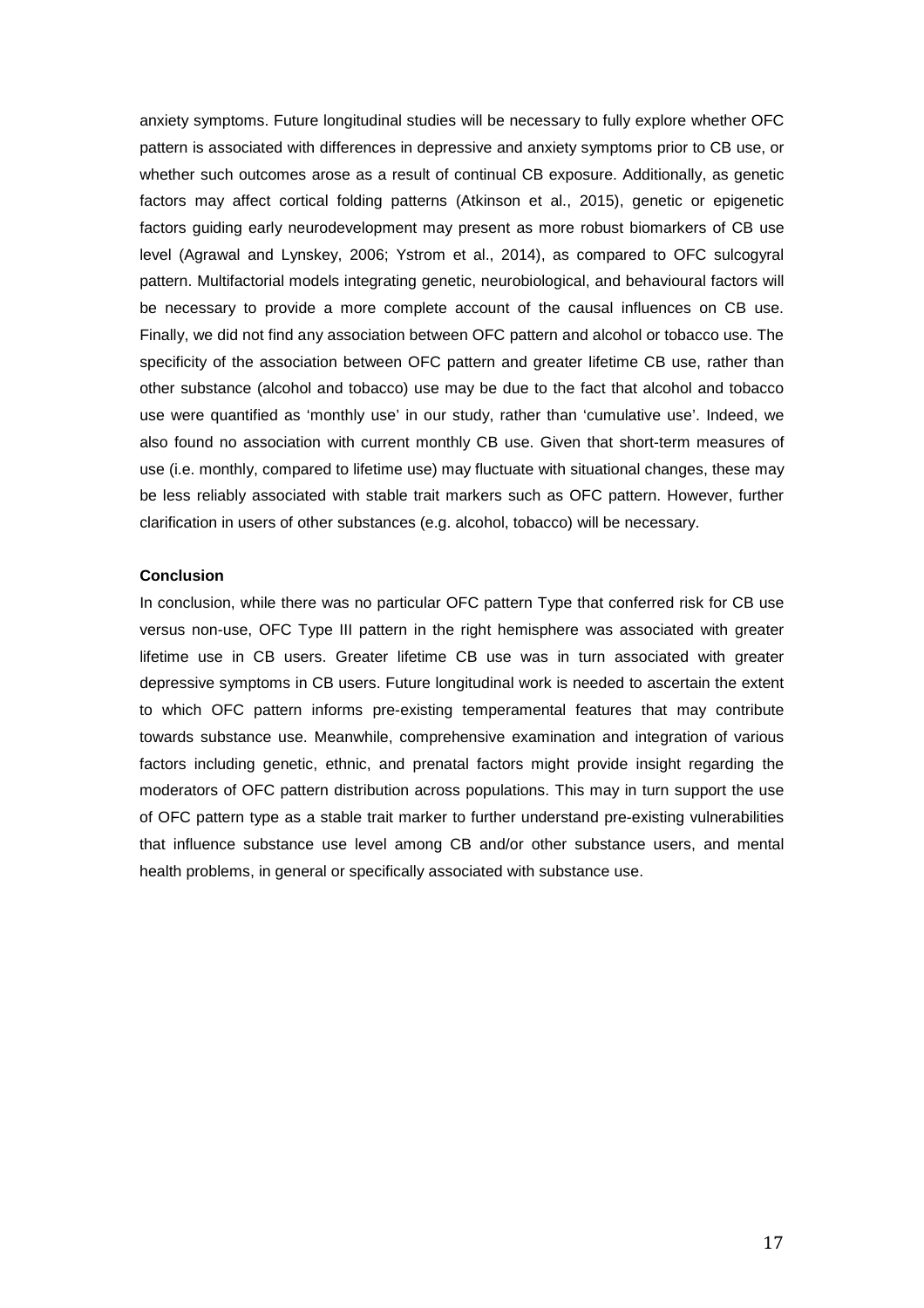anxiety symptoms. Future longitudinal studies will be necessary to fully explore whether OFC pattern is associated with differences in depressive and anxiety symptoms prior to CB use, or whether such outcomes arose as a result of continual CB exposure. Additionally, as genetic factors may affect cortical folding patterns (Atkinson et al., 2015), genetic or epigenetic factors guiding early neurodevelopment may present as more robust biomarkers of CB use level (Agrawal and Lynskey, 2006; Ystrom et al., 2014), as compared to OFC sulcogyral pattern. Multifactorial models integrating genetic, neurobiological, and behavioural factors will be necessary to provide a more complete account of the causal influences on CB use. Finally, we did not find any association between OFC pattern and alcohol or tobacco use. The specificity of the association between OFC pattern and greater lifetime CB use, rather than other substance (alcohol and tobacco) use may be due to the fact that alcohol and tobacco use were quantified as 'monthly use' in our study, rather than 'cumulative use'. Indeed, we also found no association with current monthly CB use. Given that short-term measures of use (i.e. monthly, compared to lifetime use) may fluctuate with situational changes, these may be less reliably associated with stable trait markers such as OFC pattern. However, further clarification in users of other substances (e.g. alcohol, tobacco) will be necessary.

## Conclusion

In conclusion, while there was no particular OFC pattern Type that conferred risk for CB use versus non-use, OFC Type III pattern in the right hemisphere was associated with greater lifetime use in CB users. Greater lifetime CB use was in turn associated with greater depressive symptoms in CB users. Future longitudinal work is needed to ascertain the extent to which OFC pattern informs pre-existing temperamental features that may contribute towards substance use. Meanwhile, comprehensive examination and integration of various factors including genetic, ethnic, and prenatal factors might provide insight regarding the moderators of OFC pattern distribution across populations. This may in turn support the use of OFC pattern type as a stable trait marker to further understand pre-existing vulnerabilities that influence substance use level among CB and/or other substance users, and mental health problems, in general or specifically associated with substance use.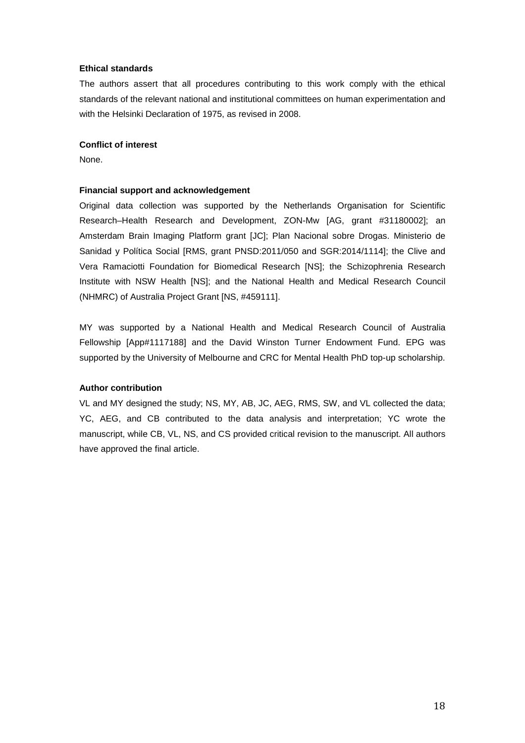**Ethical standards**

The authors assert that all procedures contributing to this work comply with the ethical standards of the relevant national and institutional committees on human experimentation and with the Helsinki Declaration of 1975, as revised in 2008.

**Conflict of interest**

None.

**Financial support and acknowledgement**

Original data collection was supported by the Netherlands Organisation for Scientific Research–Health Research and Development, ZON-Mw [AG, grant #31180002]; an Amsterdam Brain Imaging Platform grant [JC]; Plan Nacional sobre Drogas. Ministerio de Sanidad y Política Social [RMS, grant PNSD:2011/050 and SGR:2014/1114]; the Clive and Vera Ramaciotti Foundation for Biomedical Research [NS]; the Schizophrenia Research Institute with NSW Health [NS]; and the National Health and Medical Research Council (NHMRC) of Australia Project Grant [NS, #459111].

MY was supported by a National Health and Medical Research Council of Australia Fellowship [App#1117188] and the David Winston Turner Endowment Fund. EPG was supported by the University of Melbourne and CRC for Mental Health PhD top-up scholarship.

**Author contribution**

VL and MY designed the study; NS, MY, AB, JC, AEG, RMS, SW, and VL collected the data; YC, AEG, and CB contributed to the data analysis and interpretation; YC wrote the manuscript, while CB, VL, NS, and CS provided critical revision to the manuscript. All authors have approved the final article.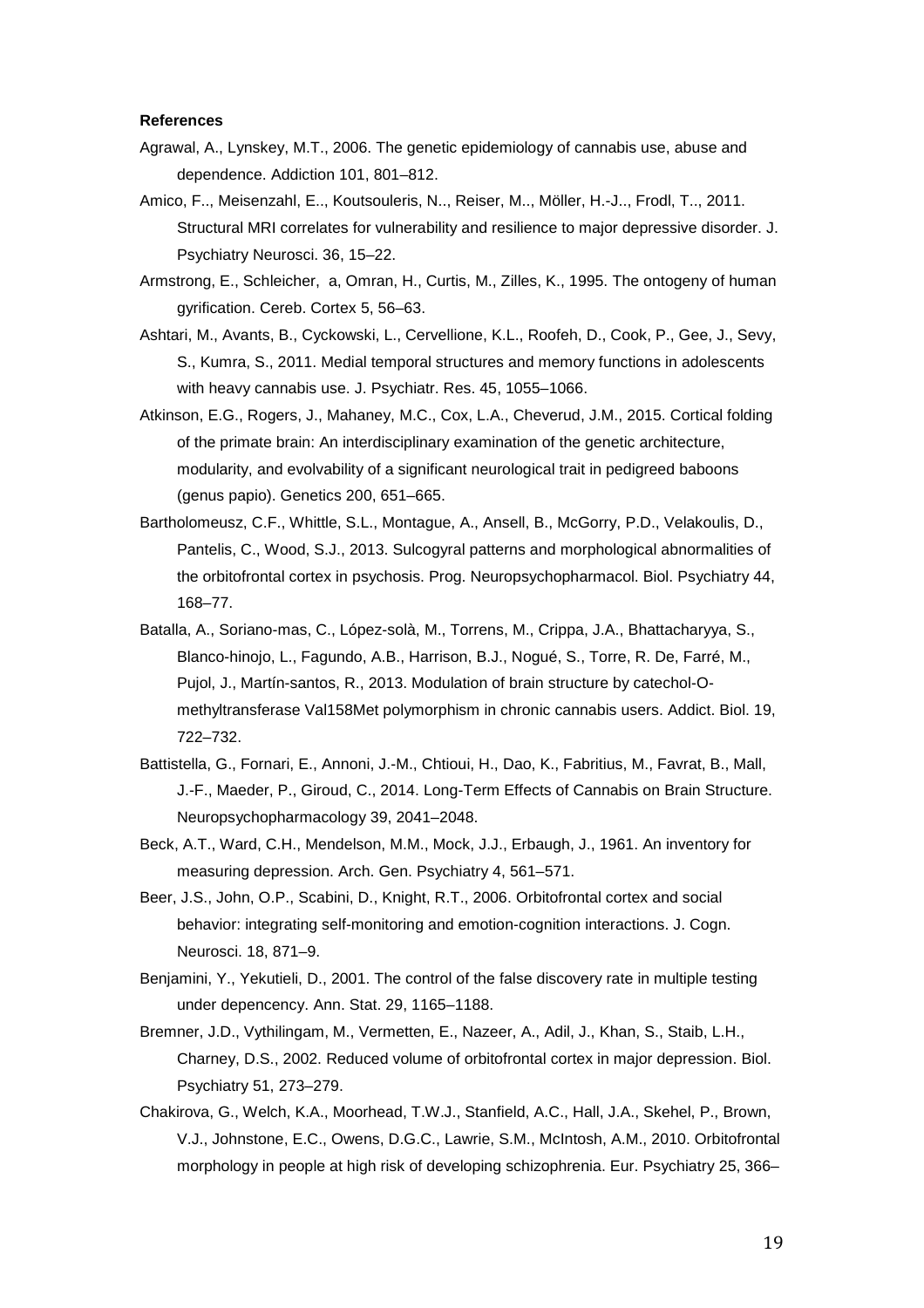**References**

Agrawal, A., Lynskey, M.T., 2006. The genetic epidemiology of cannabis use, abuse and dependence. Addiction 101, 801–812.

Amico, F.., Meisenzahl, E.., Koutsouleris, N.., Reiser, M.., Möller, H.-J.., Frodl, T.., 2011. Structural MRI correlates for vulnerability and resilience to major depressive disorder. J. Psychiatry Neurosci. 36, 15–22.

Armstrong, E., Schleicher, a, Omran, H., Curtis, M., Zilles, K., 1995. The ontogeny of human gyrification. Cereb. Cortex 5, 56–63.

Ashtari, M., Avants, B., Cyckowski, L., Cervellione, K.L., Roofeh, D., Cook, P., Gee, J., Sevy, S., Kumra, S., 2011. Medial temporal structures and memory functions in adolescents with heavy cannabis use. J. Psychiatr. Res. 45, 1055–1066.

Atkinson, E.G., Rogers, J., Mahaney, M.C., Cox, L.A., Cheverud, J.M., 2015. Cortical folding of the primate brain: An interdisciplinary examination of the genetic architecture, modularity, and evolvability of a significant neurological trait in pedigreed baboons (genus papio). Genetics 200, 651–665.

Bartholomeusz, C.F., Whittle, S.L., Montague, A., Ansell, B., McGorry, P.D., Velakoulis, D., Pantelis, C., Wood, S.J., 2013. Sulcogyral patterns and morphological abnormalities of the orbitofrontal cortex in psychosis. Prog. Neuropsychopharmacol. Biol. Psychiatry 44, 168–77.

Batalla, A., Soriano-mas, C., López-solà, M., Torrens, M., Crippa, J.A., Bhattacharyya, S., Blanco-hinojo, L., Fagundo, A.B., Harrison, B.J., Nogué, S., Torre, R. De, Farré, M., Pujol, J., Martín-santos, R., 2013. Modulation of brain structure by catechol-O-methyltransferase Val158Met polymorphism in chronic cannabis users. Addict. Biol. 19, 722–732.

Battistella, G., Fornari, E., Annoni, J.-M., Chtioui, H., Dao, K., Fabritius, M., Favrat, B., Mall, J.-F., Maeder, P., Giroud, C., 2014. Long-Term Effects of Cannabis on Brain Structure. Neuropsychopharmacology 39, 2041–2048.

Beck, A.T., Ward, C.H., Mendelson, M.M., Mock, J.J., Erbaugh, J., 1961. An inventory for measuring depression. Arch. Gen. Psychiatry 4, 561–571.

Beer, J.S., John, O.P., Scabini, D., Knight, R.T., 2006. Orbitofrontal cortex and social behavior: integrating self-monitoring and emotion-cognition interactions. J. Cogn. Neurosci. 18, 871–9.

Benjamini, Y., Yekutieli, D., 2001. The control of the false discovery rate in multiple testing under depencency. Ann. Stat. 29, 1165–1188.

Bremner, J.D., Vythilingam, M., Vermetten, E., Nazeer, A., Adil, J., Khan, S., Staib, L.H., Charney, D.S., 2002. Reduced volume of orbitofrontal cortex in major depression. Biol. Psychiatry 51, 273–279.

Chakirova, G., Welch, K.A., Moorhead, T.W.J., Stanfield, A.C., Hall, J.A., Skehel, P., Brown, V.J., Johnstone, E.C., Owens, D.G.C., Lawrie, S.M., McIntosh, A.M., 2010. Orbitofrontal morphology in people at high risk of developing schizophrenia. Eur. Psychiatry 25, 366–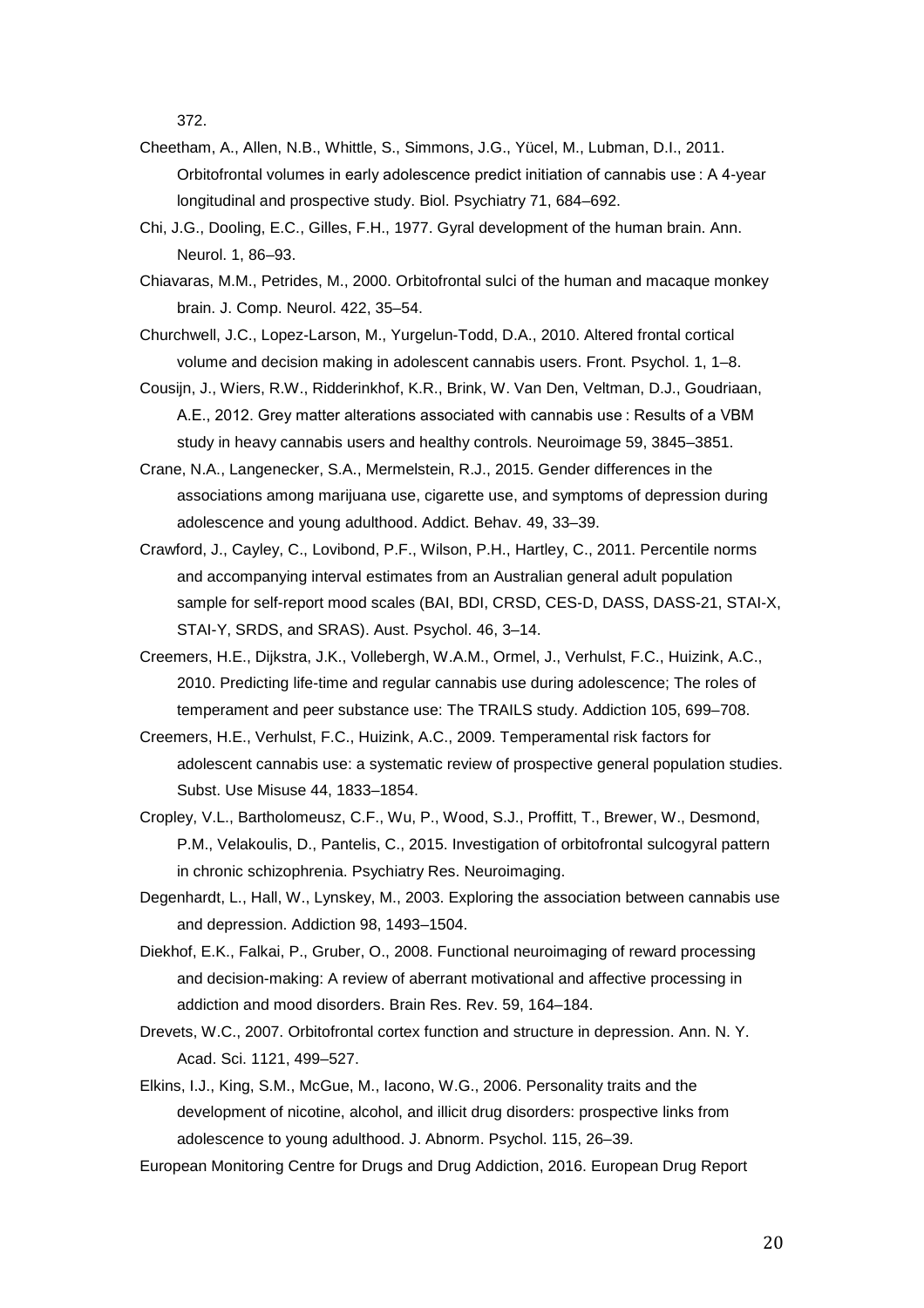372.

Cheetham, A., Allen, N.B., Whittle, S., Simmons, J.G., Yücel, M., Lubman, D.I., 2011. Orbitofrontal volumes in early adolescence predict initiation of cannabis use : A 4-year longitudinal and prospective study. Biol. Psychiatry 71, 684–692.

Chi, J.G., Dooling, E.C., Gilles, F.H., 1977. Gyral development of the human brain. Ann. Neurol. 1, 86–93.

Chiavaras, M.M., Petrides, M., 2000. Orbitofrontal sulci of the human and macaque monkey brain. J. Comp. Neurol. 422, 35–54.

Churchwell, J.C., Lopez-Larson, M., Yurgelun-Todd, D.A., 2010. Altered frontal cortical volume and decision making in adolescent cannabis users. Front. Psychol. 1, 1–8.

Cousijn, J., Wiers, R.W., Ridderinkhof, K.R., Brink, W. Van Den, Veltman, D.J., Goudriaan, A.E., 2012. Grey matter alterations associated with cannabis use : Results of a VBM study in heavy cannabis users and healthy controls. Neuroimage 59, 3845–3851.

Crane, N.A., Langenecker, S.A., Mermelstein, R.J., 2015. Gender differences in the associations among marijuana use, cigarette use, and symptoms of depression during adolescence and young adulthood. Addict. Behav. 49, 33–39.

Crawford, J., Cayley, C., Lovibond, P.F., Wilson, P.H., Hartley, C., 2011. Percentile norms and accompanying interval estimates from an Australian general adult population sample for self-report mood scales (BAI, BDI, CRSD, CES-D, DASS, DASS-21, STAI-X, STAI-Y, SRDS, and SRAS). Aust. Psychol. 46, 3–14.

Creemers, H.E., Dijkstra, J.K., Vollebergh, W.A.M., Ormel, J., Verhulst, F.C., Huizink, A.C., 2010. Predicting life-time and regular cannabis use during adolescence; The roles of temperament and peer substance use: The TRAILS study. Addiction 105, 699–708.

Creemers, H.E., Verhulst, F.C., Huizink, A.C., 2009. Temperamental risk factors for adolescent cannabis use: a systematic review of prospective general population studies. Subst. Use Misuse 44, 1833–1854.

Cropley, V.L., Bartholomeusz, C.F., Wu, P., Wood, S.J., Proffitt, T., Brewer, W., Desmond, P.M., Velakoulis, D., Pantelis, C., 2015. Investigation of orbitofrontal sulcogyral pattern in chronic schizophrenia. Psychiatry Res. Neuroimaging.

Degenhardt, L., Hall, W., Lynskey, M., 2003. Exploring the association between cannabis use and depression. Addiction 98, 1493–1504.

Diekhof, E.K., Falkai, P., Gruber, O., 2008. Functional neuroimaging of reward processing and decision-making: A review of aberrant motivational and affective processing in addiction and mood disorders. Brain Res. Rev. 59, 164–184.

Drevets, W.C., 2007. Orbitofrontal cortex function and structure in depression. Ann. N. Y. Acad. Sci. 1121, 499–527.

Elkins, I.J., King, S.M., McGue, M., Iacono, W.G., 2006. Personality traits and the development of nicotine, alcohol, and illicit drug disorders: prospective links from adolescence to young adulthood. J. Abnorm. Psychol. 115, 26–39.

European Monitoring Centre for Drugs and Drug Addiction, 2016. European Drug Report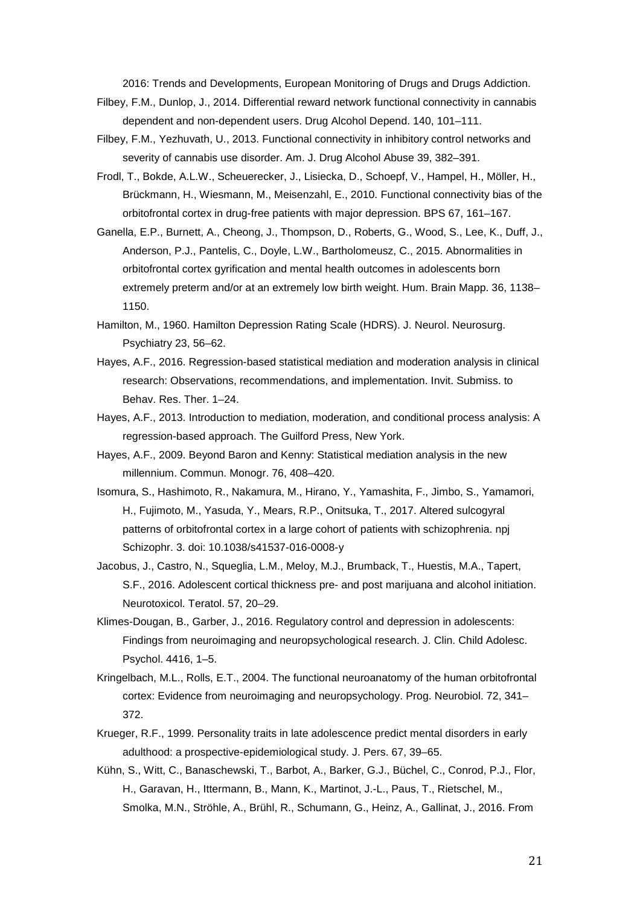2016: Trends and Developments, European Monitoring of Drugs and Drugs Addiction.

Filbey, F.M., Dunlop, J., 2014. Differential reward network functional connectivity in cannabis dependent and non-dependent users. Drug Alcohol Depend. 140, 101–111.

Filbey, F.M., Yezhuvath, U., 2013. Functional connectivity in inhibitory control networks and severity of cannabis use disorder. Am. J. Drug Alcohol Abuse 39, 382–391.

Frodl, T., Bokde, A.L.W., Scheuerecker, J., Lisiecka, D., Schoepf, V., Hampel, H., Möller, H., Brückmann, H., Wiesmann, M., Meisenzahl, E., 2010. Functional connectivity bias of the orbitofrontal cortex in drug-free patients with major depression. BPS 67, 161–167.

Ganella, E.P., Burnett, A., Cheong, J., Thompson, D., Roberts, G., Wood, S., Lee, K., Duff, J., Anderson, P.J., Pantelis, C., Doyle, L.W., Bartholomeusz, C., 2015. Abnormalities in orbitofrontal cortex gyrification and mental health outcomes in adolescents born extremely preterm and/or at an extremely low birth weight. Hum. Brain Mapp. 36, 1138–1150.

Hamilton, M., 1960. Hamilton Depression Rating Scale (HDRS). J. Neurol. Neurosurg. Psychiatry 23, 56–62.

Hayes, A.F., 2016. Regression-based statistical mediation and moderation analysis in clinical research: Observations, recommendations, and implementation. Invit. Submiss. to Behav. Res. Ther. 1–24.

Hayes, A.F., 2013. Introduction to mediation, moderation, and conditional process analysis: A regression-based approach. The Guilford Press, New York.

Hayes, A.F., 2009. Beyond Baron and Kenny: Statistical mediation analysis in the new millennium. Commun. Monogr. 76, 408–420.

Isomura, S., Hashimoto, R., Nakamura, M., Hirano, Y., Yamashita, F., Jimbo, S., Yamamori, H., Fujimoto, M., Yasuda, Y., Mears, R.P., Onitsuka, T., 2017. Altered sulcogyral patterns of orbitofrontal cortex in a large cohort of patients with schizophrenia. npj Schizophr. 3. doi: 10.1038/s41537-016-0008-y

Jacobus, J., Castro, N., Squeglia, L.M., Meloy, M.J., Brumback, T., Huestis, M.A., Tapert, S.F., 2016. Adolescent cortical thickness pre- and post marijuana and alcohol initiation. Neurotoxicol. Teratol. 57, 20–29.

Klimes-Dougan, B., Garber, J., 2016. Regulatory control and depression in adolescents: Findings from neuroimaging and neuropsychological research. J. Clin. Child Adolesc. Psychol. 4416, 1–5.

Kringelbach, M.L., Rolls, E.T., 2004. The functional neuroanatomy of the human orbitofrontal cortex: Evidence from neuroimaging and neuropsychology. Prog. Neurobiol. 72, 341–372.

Krueger, R.F., 1999. Personality traits in late adolescence predict mental disorders in early adulthood: a prospective-epidemiological study. J. Pers. 67, 39–65.

Kühn, S., Witt, C., Banaschewski, T., Barbot, A., Barker, G.J., Büchel, C., Conrod, P.J., Flor, H., Garavan, H., Ittermann, B., Mann, K., Martinot, J.-L., Paus, T., Rietschel, M., Smolka, M.N., Ströhle, A., Brühl, R., Schumann, G., Heinz, A., Gallinat, J., 2016. From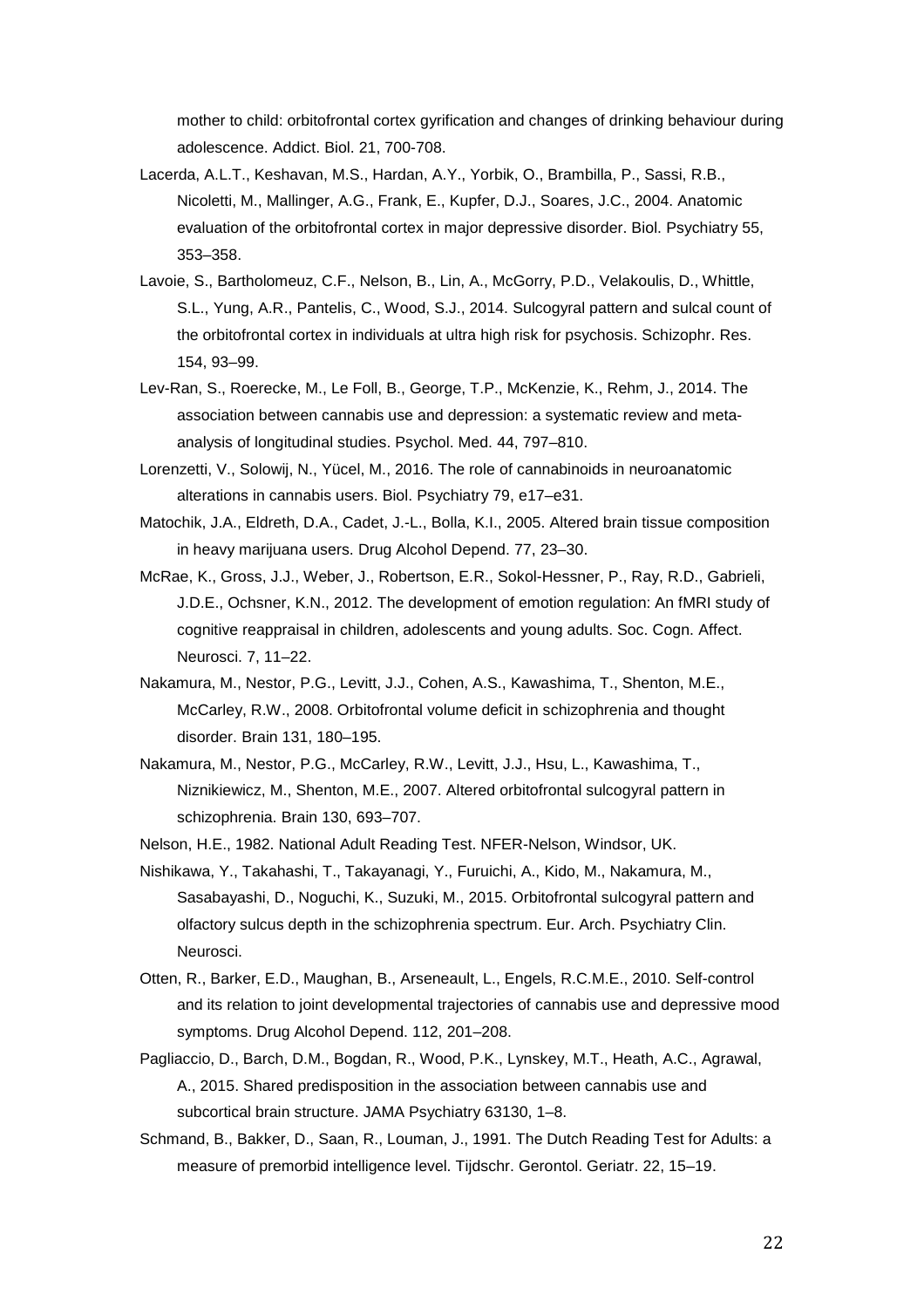mother to child: orbitofrontal cortex gyrification and changes of drinking behaviour during adolescence. Addict. Biol. 21, 700-708.

Lacerda, A.L.T., Keshavan, M.S., Hardan, A.Y., Yorbik, O., Brambilla, P., Sassi, R.B., Nicoletti, M., Mallinger, A.G., Frank, E., Kupfer, D.J., Soares, J.C., 2004. Anatomic evaluation of the orbitofrontal cortex in major depressive disorder. Biol. Psychiatry 55, 353–358.

Lavoie, S., Bartholomeuz, C.F., Nelson, B., Lin, A., McGorry, P.D., Velakoulis, D., Whittle, S.L., Yung, A.R., Pantelis, C., Wood, S.J., 2014. Sulcogyral pattern and sulcal count of the orbitofrontal cortex in individuals at ultra high risk for psychosis. Schizophr. Res. 154, 93–99.

Lev-Ran, S., Roerecke, M., Le Foll, B., George, T.P., McKenzie, K., Rehm, J., 2014. The association between cannabis use and depression: a systematic review and meta-analysis of longitudinal studies. Psychol. Med. 44, 797–810.

Lorenzetti, V., Solowij, N., Yücel, M., 2016. The role of cannabinoids in neuroanatomic alterations in cannabis users. Biol. Psychiatry 79, e17–e31.

Matochik, J.A., Eldreth, D.A., Cadet, J.-L., Bolla, K.I., 2005. Altered brain tissue composition in heavy marijuana users. Drug Alcohol Depend. 77, 23–30.

McRae, K., Gross, J.J., Weber, J., Robertson, E.R., Sokol-Hessner, P., Ray, R.D., Gabrieli, J.D.E., Ochsner, K.N., 2012. The development of emotion regulation: An fMRI study of cognitive reappraisal in children, adolescents and young adults. Soc. Cogn. Affect. Neurosci. 7, 11–22.

Nakamura, M., Nestor, P.G., Levitt, J.J., Cohen, A.S., Kawashima, T., Shenton, M.E., McCarley, R.W., 2008. Orbitofrontal volume deficit in schizophrenia and thought disorder. Brain 131, 180–195.

Nakamura, M., Nestor, P.G., McCarley, R.W., Levitt, J.J., Hsu, L., Kawashima, T., Niznikiewicz, M., Shenton, M.E., 2007. Altered orbitofrontal sulcogyral pattern in schizophrenia. Brain 130, 693–707.

Nelson, H.E., 1982. National Adult Reading Test. NFER-Nelson, Windsor, UK.

Nishikawa, Y., Takahashi, T., Takayanagi, Y., Furuichi, A., Kido, M., Nakamura, M., Sasabayashi, D., Noguchi, K., Suzuki, M., 2015. Orbitofrontal sulcogyral pattern and olfactory sulcus depth in the schizophrenia spectrum. Eur. Arch. Psychiatry Clin. Neurosci.

Otten, R., Barker, E.D., Maughan, B., Arseneault, L., Engels, R.C.M.E., 2010. Self-control and its relation to joint developmental trajectories of cannabis use and depressive mood symptoms. Drug Alcohol Depend. 112, 201–208.

Pagliaccio, D., Barch, D.M., Bogdan, R., Wood, P.K., Lynskey, M.T., Heath, A.C., Agrawal, A., 2015. Shared predisposition in the association between cannabis use and subcortical brain structure. JAMA Psychiatry 63130, 1–8.

Schmand, B., Bakker, D., Saan, R., Louman, J., 1991. The Dutch Reading Test for Adults: a measure of premorbid intelligence level. Tijdschr. Gerontol. Geriatr. 22, 15–19.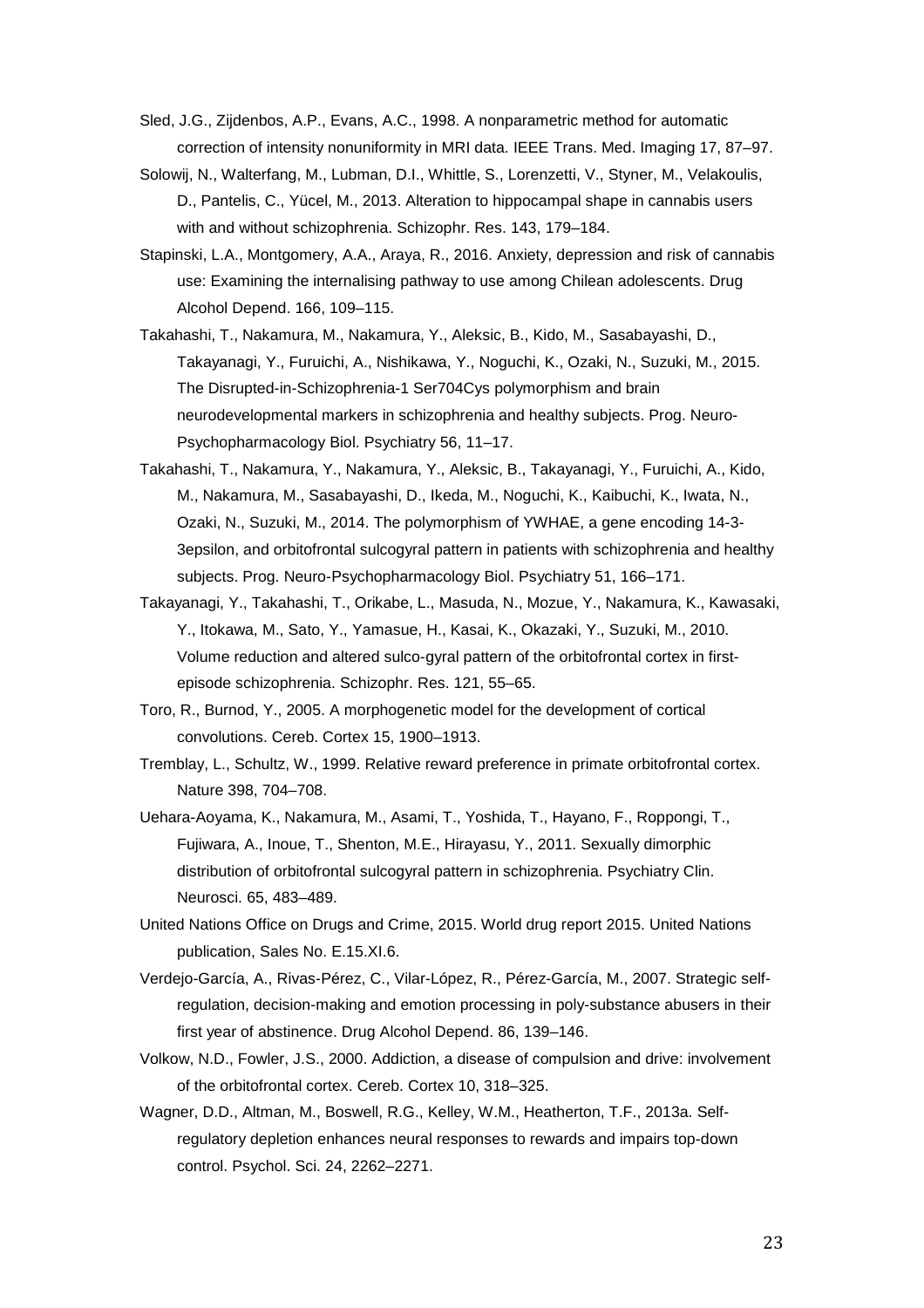Sled, J.G., Zijdenbos, A.P., Evans, A.C., 1998. A nonparametric method for automatic correction of intensity nonuniformity in MRI data. IEEE Trans. Med. Imaging 17, 87–97.

Solowij, N., Walterfang, M., Lubman, D.I., Whittle, S., Lorenzetti, V., Styner, M., Velakoulis, D., Pantelis, C., Yücel, M., 2013. Alteration to hippocampal shape in cannabis users with and without schizophrenia. Schizophr. Res. 143, 179–184.

Stapinski, L.A., Montgomery, A.A., Araya, R., 2016. Anxiety, depression and risk of cannabis use: Examining the internalising pathway to use among Chilean adolescents. Drug Alcohol Depend. 166, 109–115.

Takahashi, T., Nakamura, M., Nakamura, Y., Aleksic, B., Kido, M., Sasabayashi, D., Takayanagi, Y., Furuichi, A., Nishikawa, Y., Noguchi, K., Ozaki, N., Suzuki, M., 2015. The Disrupted-in-Schizophrenia-1 Ser704Cys polymorphism and brain neurodevelopmental markers in schizophrenia and healthy subjects. Prog. Neuro-Psychopharmacology Biol. Psychiatry 56, 11–17.

Takahashi, T., Nakamura, Y., Nakamura, Y., Aleksic, B., Takayanagi, Y., Furuichi, A., Kido, M., Nakamura, M., Sasabayashi, D., Ikeda, M., Noguchi, K., Kaibuchi, K., Iwata, N., Ozaki, N., Suzuki, M., 2014. The polymorphism of YWHAE, a gene encoding 14-3-3epsilon, and orbitofrontal sulcogyral pattern in patients with schizophrenia and healthy subjects. Prog. Neuro-Psychopharmacology Biol. Psychiatry 51, 166–171.

Takayanagi, Y., Takahashi, T., Orikabe, L., Masuda, N., Mozue, Y., Nakamura, K., Kawasaki, Y., Itokawa, M., Sato, Y., Yamasue, H., Kasai, K., Okazaki, Y., Suzuki, M., 2010. Volume reduction and altered sulco-gyral pattern of the orbitofrontal cortex in first-episode schizophrenia. Schizophr. Res. 121, 55–65.

Toro, R., Burnod, Y., 2005. A morphogenetic model for the development of cortical convolutions. Cereb. Cortex 15, 1900–1913.

Tremblay, L., Schultz, W., 1999. Relative reward preference in primate orbitofrontal cortex. Nature 398, 704–708.

Uehara-Aoyama, K., Nakamura, M., Asami, T., Yoshida, T., Hayano, F., Roppongi, T., Fujiwara, A., Inoue, T., Shenton, M.E., Hirayasu, Y., 2011. Sexually dimorphic distribution of orbitofrontal sulcogyral pattern in schizophrenia. Psychiatry Clin. Neurosci. 65, 483–489.

United Nations Office on Drugs and Crime, 2015. World drug report 2015. United Nations publication, Sales No. E.15.XI.6.

Verdejo-García, A., Rivas-Pérez, C., Vilar-López, R., Pérez-García, M., 2007. Strategic self-regulation, decision-making and emotion processing in poly-substance abusers in their first year of abstinence. Drug Alcohol Depend. 86, 139–146.

Volkow, N.D., Fowler, J.S., 2000. Addiction, a disease of compulsion and drive: involvement of the orbitofrontal cortex. Cereb. Cortex 10, 318–325.

Wagner, D.D., Altman, M., Boswell, R.G., Kelley, W.M., Heatherton, T.F., 2013a. Self-regulatory depletion enhances neural responses to rewards and impairs top-down control. Psychol. Sci. 24, 2262–2271.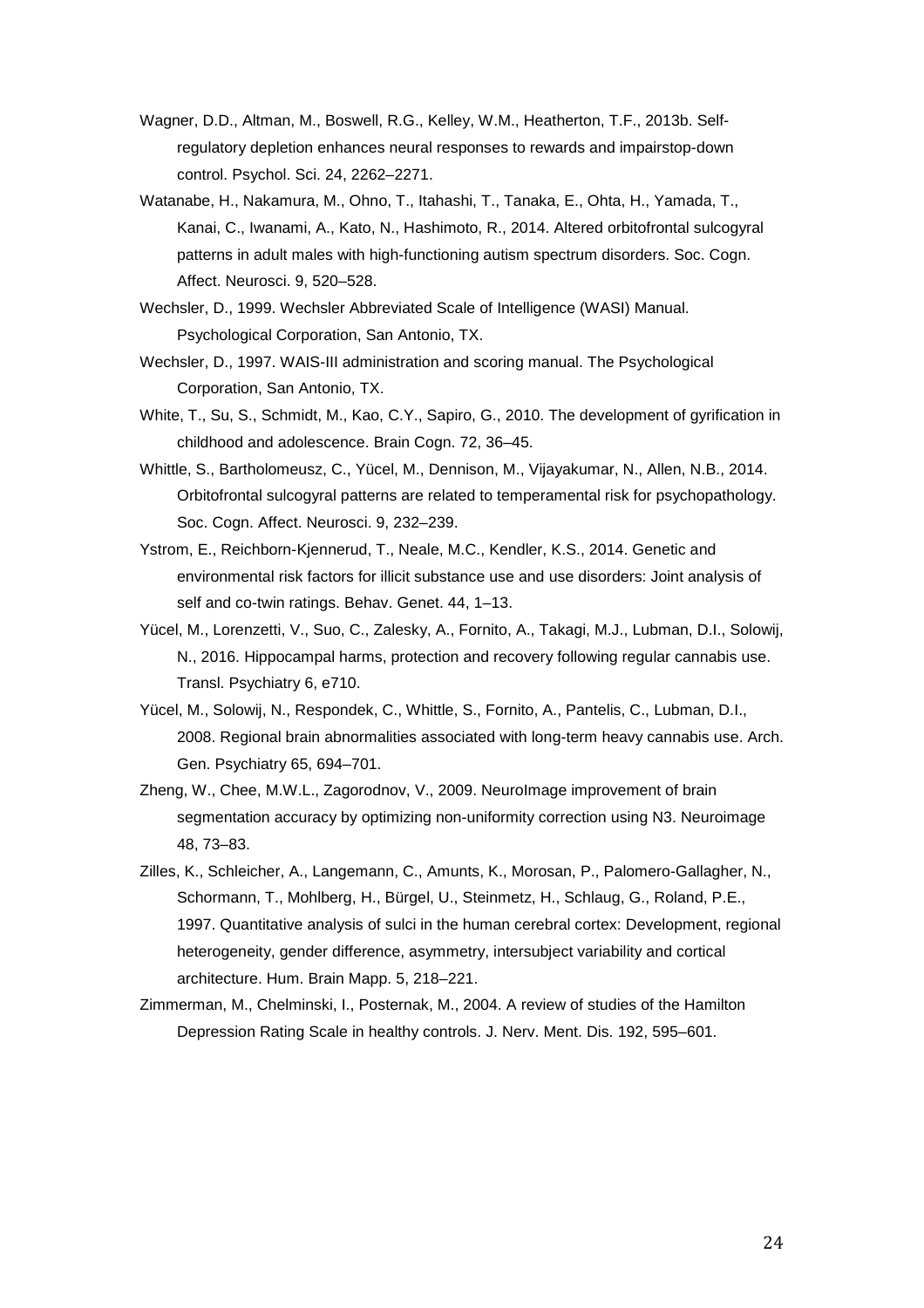Wagner, D.D., Altman, M., Boswell, R.G., Kelley, W.M., Heatherton, T.F., 2013b. Self-regulatory depletion enhances neural responses to rewards and impairstop-down control. Psychol. Sci. 24, 2262–2271.

Watanabe, H., Nakamura, M., Ohno, T., Itahashi, T., Tanaka, E., Ohta, H., Yamada, T., Kanai, C., Iwanami, A., Kato, N., Hashimoto, R., 2014. Altered orbitofrontal sulcogyral patterns in adult males with high-functioning autism spectrum disorders. Soc. Cogn. Affect. Neurosci. 9, 520–528.

Wechsler, D., 1999. Wechsler Abbreviated Scale of Intelligence (WASI) Manual. Psychological Corporation, San Antonio, TX.

Wechsler, D., 1997. WAIS-III administration and scoring manual. The Psychological Corporation, San Antonio, TX.

White, T., Su, S., Schmidt, M., Kao, C.Y., Sapiro, G., 2010. The development of gyrification in childhood and adolescence. Brain Cogn. 72, 36–45.

Whittle, S., Bartholomeusz, C., Yücel, M., Dennison, M., Vijayakumar, N., Allen, N.B., 2014. Orbitofrontal sulcogyral patterns are related to temperamental risk for psychopathology. Soc. Cogn. Affect. Neurosci. 9, 232–239.

Ystrom, E., Reichborn-Kjennerud, T., Neale, M.C., Kendler, K.S., 2014. Genetic and environmental risk factors for illicit substance use and use disorders: Joint analysis of self and co-twin ratings. Behav. Genet. 44, 1–13.

Yücel, M., Lorenzetti, V., Suo, C., Zalesky, A., Fornito, A., Takagi, M.J., Lubman, D.I., Solowij, N., 2016. Hippocampal harms, protection and recovery following regular cannabis use. Transl. Psychiatry 6, e710.

Yücel, M., Solowij, N., Respondek, C., Whittle, S., Fornito, A., Pantelis, C., Lubman, D.I., 2008. Regional brain abnormalities associated with long-term heavy cannabis use. Arch. Gen. Psychiatry 65, 694–701.

Zheng, W., Chee, M.W.L., Zagorodnov, V., 2009. NeuroImage improvement of brain segmentation accuracy by optimizing non-uniformity correction using N3. Neuroimage 48, 73–83.

Zilles, K., Schleicher, A., Langemann, C., Amunts, K., Morosan, P., Palomero-Gallagher, N., Schormann, T., Mohlberg, H., Bürgel, U., Steinmetz, H., Schlaug, G., Roland, P.E., 1997. Quantitative analysis of sulci in the human cerebral cortex: Development, regional heterogeneity, gender difference, asymmetry, intersubject variability and cortical architecture. Hum. Brain Mapp. 5, 218–221.

Zimmerman, M., Chelminski, I., Posternak, M., 2004. A review of studies of the Hamilton Depression Rating Scale in healthy controls. J. Nerv. Ment. Dis. 192, 595–601.